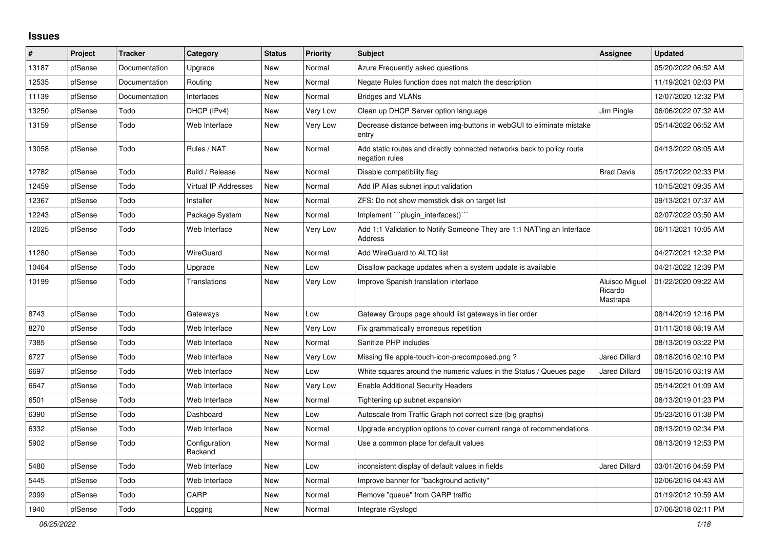# Issues

| # | Project | Tracker | Category | Status | Priority | Subject | Assignee | Updated |
|---|---|---|---|---|---|---|---|---|
| 13187 | pfSense | Documentation | Upgrade | New | Normal | Azure Frequently asked questions | | 05/20/2022 06:52 AM |
| 12535 | pfSense | Documentation | Routing | New | Normal | Negate Rules function does not match the description | | 11/19/2021 02:03 PM |
| 11139 | pfSense | Documentation | Interfaces | New | Normal | Bridges and VLANs | | 12/07/2020 12:32 PM |
| 13250 | pfSense | Todo | DHCP (IPv4) | New | Very Low | Clean up DHCP Server option language | Jim Pingle | 06/06/2022 07:32 AM |
| 13159 | pfSense | Todo | Web Interface | New | Very Low | Decrease distance between img-buttons in webGUI to eliminate mistake entry | | 05/14/2022 06:52 AM |
| 13058 | pfSense | Todo | Rules / NAT | New | Normal | Add static routes and directly connected networks back to policy route negation rules | | 04/13/2022 08:05 AM |
| 12782 | pfSense | Todo | Build / Release | New | Normal | Disable compatibility flag | Brad Davis | 05/17/2022 02:33 PM |
| 12459 | pfSense | Todo | Virtual IP Addresses | New | Normal | Add IP Alias subnet input validation | | 10/15/2021 09:35 AM |
| 12367 | pfSense | Todo | Installer | New | Normal | ZFS: Do not show memstick disk on target list | | 09/13/2021 07:37 AM |
| 12243 | pfSense | Todo | Package System | New | Normal | Implement ```plugin_interfaces()``` | | 02/07/2022 03:50 AM |
| 12025 | pfSense | Todo | Web Interface | New | Very Low | Add 1:1 Validation to Notify Someone They are 1:1 NAT'ing an Interface Address | | 06/11/2021 10:05 AM |
| 11280 | pfSense | Todo | WireGuard | New | Normal | Add WireGuard to ALTQ list | | 04/27/2021 12:32 PM |
| 10464 | pfSense | Todo | Upgrade | New | Low | Disallow package updates when a system update is available | | 04/21/2022 12:39 PM |
| 10199 | pfSense | Todo | Translations | New | Very Low | Improve Spanish translation interface | Aluisco Miguel Ricardo Mastrapa | 01/22/2020 09:22 AM |
| 8743 | pfSense | Todo | Gateways | New | Low | Gateway Groups page should list gateways in tier order | | 08/14/2019 12:16 PM |
| 8270 | pfSense | Todo | Web Interface | New | Very Low | Fix grammatically erroneous repetition | | 01/11/2018 08:19 AM |
| 7385 | pfSense | Todo | Web Interface | New | Normal | Sanitize PHP includes | | 08/13/2019 03:22 PM |
| 6727 | pfSense | Todo | Web Interface | New | Very Low | Missing file apple-touch-icon-precomposed.png ? | Jared Dillard | 08/18/2016 02:10 PM |
| 6697 | pfSense | Todo | Web Interface | New | Low | White squares around the numeric values in the Status / Queues page | Jared Dillard | 08/15/2016 03:19 AM |
| 6647 | pfSense | Todo | Web Interface | New | Very Low | Enable Additional Security Headers | | 05/14/2021 01:09 AM |
| 6501 | pfSense | Todo | Web Interface | New | Normal | Tightening up subnet expansion | | 08/13/2019 01:23 PM |
| 6390 | pfSense | Todo | Dashboard | New | Low | Autoscale from Traffic Graph not correct size (big graphs) | | 05/23/2016 01:38 PM |
| 6332 | pfSense | Todo | Web Interface | New | Normal | Upgrade encryption options to cover current range of recommendations | | 08/13/2019 02:34 PM |
| 5902 | pfSense | Todo | Configuration Backend | New | Normal | Use a common place for default values | | 08/13/2019 12:53 PM |
| 5480 | pfSense | Todo | Web Interface | New | Low | inconsistent display of default values in fields | Jared Dillard | 03/01/2016 04:59 PM |
| 5445 | pfSense | Todo | Web Interface | New | Normal | Improve banner for "background activity" | | 02/06/2016 04:43 AM |
| 2099 | pfSense | Todo | CARP | New | Normal | Remove "queue" from CARP traffic | | 01/19/2012 10:59 AM |
| 1940 | pfSense | Todo | Logging | New | Normal | Integrate rSyslogd | | 07/06/2018 02:11 PM |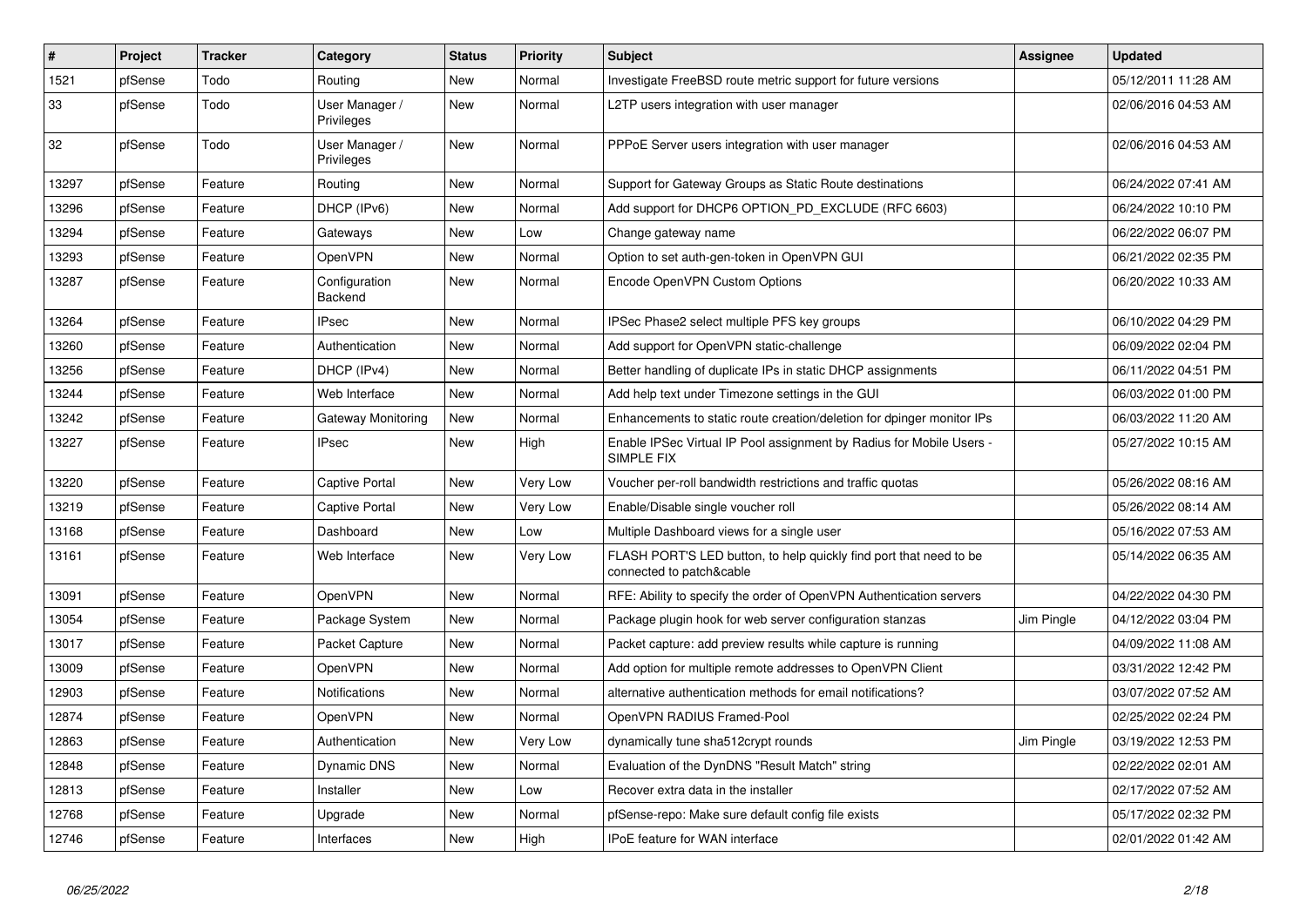| # | Project | Tracker | Category | Status | Priority | Subject | Assignee | Updated |
|---|---|---|---|---|---|---|---|---|
| 1521 | pfSense | Todo | Routing | New | Normal | Investigate FreeBSD route metric support for future versions | | 05/12/2011 11:28 AM |
| 33 | pfSense | Todo | User Manager / Privileges | New | Normal | L2TP users integration with user manager | | 02/06/2016 04:53 AM |
| 32 | pfSense | Todo | User Manager / Privileges | New | Normal | PPPoE Server users integration with user manager | | 02/06/2016 04:53 AM |
| 13297 | pfSense | Feature | Routing | New | Normal | Support for Gateway Groups as Static Route destinations | | 06/24/2022 07:41 AM |
| 13296 | pfSense | Feature | DHCP (IPv6) | New | Normal | Add support for DHCP6 OPTION_PD_EXCLUDE (RFC 6603) | | 06/24/2022 10:10 PM |
| 13294 | pfSense | Feature | Gateways | New | Low | Change gateway name | | 06/22/2022 06:07 PM |
| 13293 | pfSense | Feature | OpenVPN | New | Normal | Option to set auth-gen-token in OpenVPN GUI | | 06/21/2022 02:35 PM |
| 13287 | pfSense | Feature | Configuration Backend | New | Normal | Encode OpenVPN Custom Options | | 06/20/2022 10:33 AM |
| 13264 | pfSense | Feature | IPsec | New | Normal | IPSec Phase2 select multiple PFS key groups | | 06/10/2022 04:29 PM |
| 13260 | pfSense | Feature | Authentication | New | Normal | Add support for OpenVPN static-challenge | | 06/09/2022 02:04 PM |
| 13256 | pfSense | Feature | DHCP (IPv4) | New | Normal | Better handling of duplicate IPs in static DHCP assignments | | 06/11/2022 04:51 PM |
| 13244 | pfSense | Feature | Web Interface | New | Normal | Add help text under Timezone settings in the GUI | | 06/03/2022 01:00 PM |
| 13242 | pfSense | Feature | Gateway Monitoring | New | Normal | Enhancements to static route creation/deletion for dpinger monitor IPs | | 06/03/2022 11:20 AM |
| 13227 | pfSense | Feature | IPsec | New | High | Enable IPSec Virtual IP Pool assignment by Radius for Mobile Users - SIMPLE FIX | | 05/27/2022 10:15 AM |
| 13220 | pfSense | Feature | Captive Portal | New | Very Low | Voucher per-roll bandwidth restrictions and traffic quotas | | 05/26/2022 08:16 AM |
| 13219 | pfSense | Feature | Captive Portal | New | Very Low | Enable/Disable single voucher roll | | 05/26/2022 08:14 AM |
| 13168 | pfSense | Feature | Dashboard | New | Low | Multiple Dashboard views for a single user | | 05/16/2022 07:53 AM |
| 13161 | pfSense | Feature | Web Interface | New | Very Low | FLASH PORT'S LED button, to help quickly find port that need to be connected to patch&cable | | 05/14/2022 06:35 AM |
| 13091 | pfSense | Feature | OpenVPN | New | Normal | RFE: Ability to specify the order of OpenVPN Authentication servers | | 04/22/2022 04:30 PM |
| 13054 | pfSense | Feature | Package System | New | Normal | Package plugin hook for web server configuration stanzas | Jim Pingle | 04/12/2022 03:04 PM |
| 13017 | pfSense | Feature | Packet Capture | New | Normal | Packet capture: add preview results while capture is running | | 04/09/2022 11:08 AM |
| 13009 | pfSense | Feature | OpenVPN | New | Normal | Add option for multiple remote addresses to OpenVPN Client | | 03/31/2022 12:42 PM |
| 12903 | pfSense | Feature | Notifications | New | Normal | alternative authentication methods for email notifications? | | 03/07/2022 07:52 AM |
| 12874 | pfSense | Feature | OpenVPN | New | Normal | OpenVPN RADIUS Framed-Pool | | 02/25/2022 02:24 PM |
| 12863 | pfSense | Feature | Authentication | New | Very Low | dynamically tune sha512crypt rounds | Jim Pingle | 03/19/2022 12:53 PM |
| 12848 | pfSense | Feature | Dynamic DNS | New | Normal | Evaluation of the DynDNS "Result Match" string | | 02/22/2022 02:01 AM |
| 12813 | pfSense | Feature | Installer | New | Low | Recover extra data in the installer | | 02/17/2022 07:52 AM |
| 12768 | pfSense | Feature | Upgrade | New | Normal | pfSense-repo: Make sure default config file exists | | 05/17/2022 02:32 PM |
| 12746 | pfSense | Feature | Interfaces | New | High | IPoE feature for WAN interface | | 02/01/2022 01:42 AM |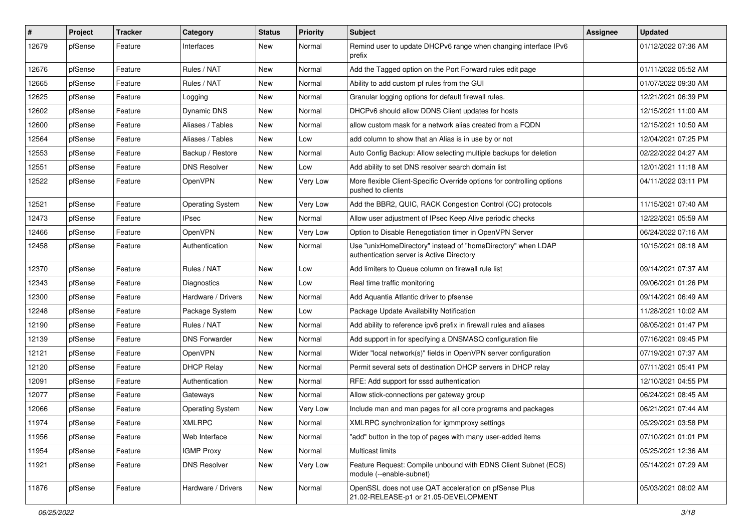| # | Project | Tracker | Category | Status | Priority | Subject | Assignee | Updated |
|---|---|---|---|---|---|---|---|---|
| 12679 | pfSense | Feature | Interfaces | New | Normal | Remind user to update DHCPv6 range when changing interface IPv6 prefix | | 01/12/2022 07:36 AM |
| 12676 | pfSense | Feature | Rules / NAT | New | Normal | Add the Tagged option on the Port Forward rules edit page | | 01/11/2022 05:52 AM |
| 12665 | pfSense | Feature | Rules / NAT | New | Normal | Ability to add custom pf rules from the GUI | | 01/07/2022 09:30 AM |
| 12625 | pfSense | Feature | Logging | New | Normal | Granular logging options for default firewall rules. | | 12/21/2021 06:39 PM |
| 12602 | pfSense | Feature | Dynamic DNS | New | Normal | DHCPv6 should allow DDNS Client updates for hosts | | 12/15/2021 11:00 AM |
| 12600 | pfSense | Feature | Aliases / Tables | New | Normal | allow custom mask for a network alias created from a FQDN | | 12/15/2021 10:50 AM |
| 12564 | pfSense | Feature | Aliases / Tables | New | Low | add column to show that an Alias is in use by or not | | 12/04/2021 07:25 PM |
| 12553 | pfSense | Feature | Backup / Restore | New | Normal | Auto Config Backup: Allow selecting multiple backups for deletion | | 02/22/2022 04:27 AM |
| 12551 | pfSense | Feature | DNS Resolver | New | Low | Add ability to set DNS resolver search domain list | | 12/01/2021 11:18 AM |
| 12522 | pfSense | Feature | OpenVPN | New | Very Low | More flexible Client-Specific Override options for controlling options pushed to clients | | 04/11/2022 03:11 PM |
| 12521 | pfSense | Feature | Operating System | New | Very Low | Add the BBR2, QUIC, RACK Congestion Control (CC) protocols | | 11/15/2021 07:40 AM |
| 12473 | pfSense | Feature | IPsec | New | Normal | Allow user adjustment of IPsec Keep Alive periodic checks | | 12/22/2021 05:59 AM |
| 12466 | pfSense | Feature | OpenVPN | New | Very Low | Option to Disable Renegotiation timer in OpenVPN Server | | 06/24/2022 07:16 AM |
| 12458 | pfSense | Feature | Authentication | New | Normal | Use "unixHomeDirectory" instead of "homeDirectory" when LDAP authentication server is Active Directory | | 10/15/2021 08:18 AM |
| 12370 | pfSense | Feature | Rules / NAT | New | Low | Add limiters to Queue column on firewall rule list | | 09/14/2021 07:37 AM |
| 12343 | pfSense | Feature | Diagnostics | New | Low | Real time traffic monitoring | | 09/06/2021 01:26 PM |
| 12300 | pfSense | Feature | Hardware / Drivers | New | Normal | Add Aquantia Atlantic driver to pfsense | | 09/14/2021 06:49 AM |
| 12248 | pfSense | Feature | Package System | New | Low | Package Update Availability Notification | | 11/28/2021 10:02 AM |
| 12190 | pfSense | Feature | Rules / NAT | New | Normal | Add ability to reference ipv6 prefix in firewall rules and aliases | | 08/05/2021 01:47 PM |
| 12139 | pfSense | Feature | DNS Forwarder | New | Normal | Add support in for specifying a DNSMASQ configuration file | | 07/16/2021 09:45 PM |
| 12121 | pfSense | Feature | OpenVPN | New | Normal | Wider "local network(s)" fields in OpenVPN server configuration | | 07/19/2021 07:37 AM |
| 12120 | pfSense | Feature | DHCP Relay | New | Normal | Permit several sets of destination DHCP servers in DHCP relay | | 07/11/2021 05:41 PM |
| 12091 | pfSense | Feature | Authentication | New | Normal | RFE: Add support for sssd authentication | | 12/10/2021 04:55 PM |
| 12077 | pfSense | Feature | Gateways | New | Normal | Allow stick-connections per gateway group | | 06/24/2021 08:45 AM |
| 12066 | pfSense | Feature | Operating System | New | Very Low | Include man and man pages for all core programs and packages | | 06/21/2021 07:44 AM |
| 11974 | pfSense | Feature | XMLRPC | New | Normal | XMLRPC synchronization for igmmproxy settings | | 05/29/2021 03:58 PM |
| 11956 | pfSense | Feature | Web Interface | New | Normal | "add" button in the top of pages with many user-added items | | 07/10/2021 01:01 PM |
| 11954 | pfSense | Feature | IGMP Proxy | New | Normal | Multicast limits | | 05/25/2021 12:36 AM |
| 11921 | pfSense | Feature | DNS Resolver | New | Very Low | Feature Request: Compile unbound with EDNS Client Subnet (ECS) module (--enable-subnet) | | 05/14/2021 07:29 AM |
| 11876 | pfSense | Feature | Hardware / Drivers | New | Normal | OpenSSL does not use QAT acceleration on pfSense Plus 21.02-RELEASE-p1 or 21.05-DEVELOPMENT | | 05/03/2021 08:02 AM |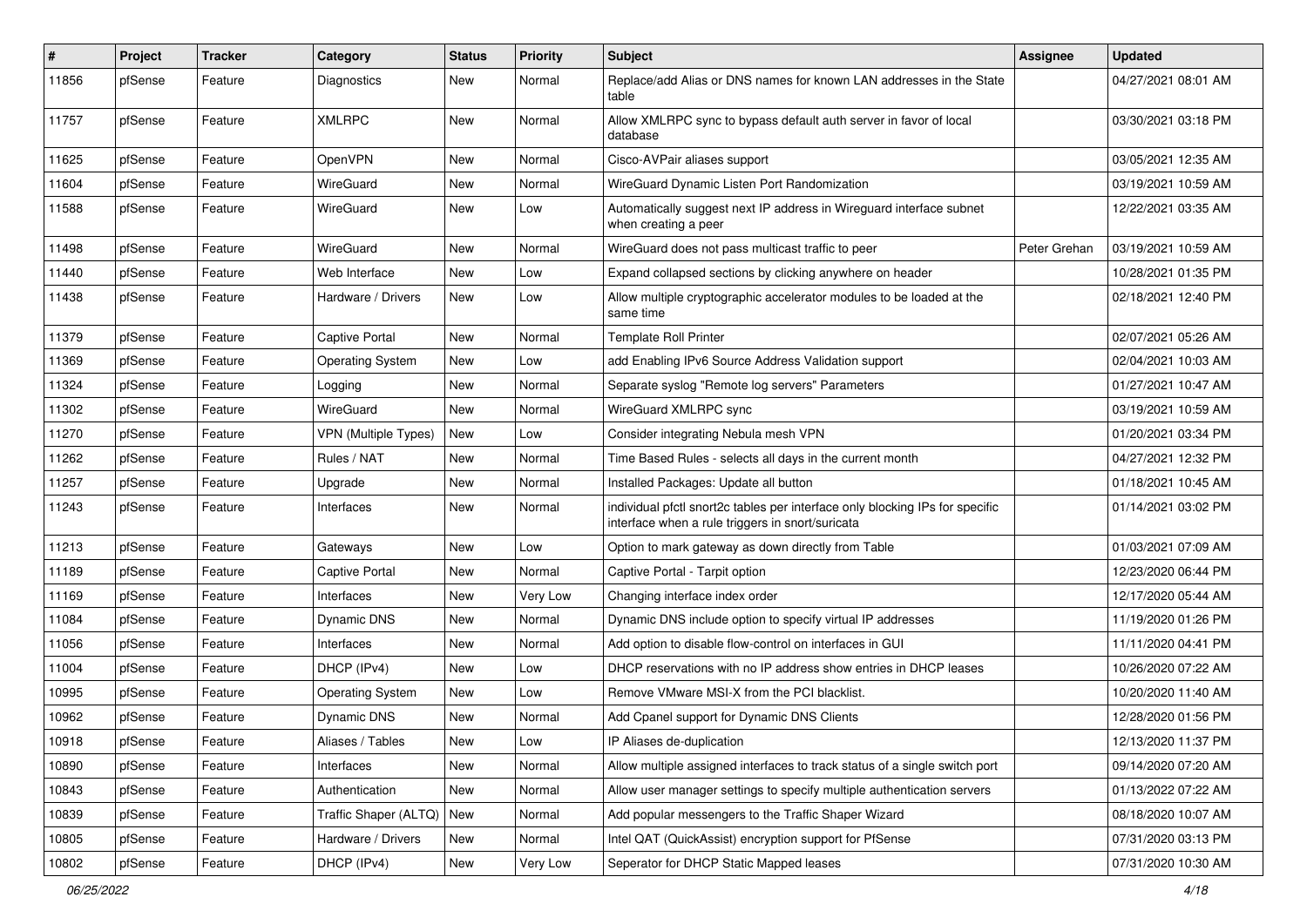| # | Project | Tracker | Category | Status | Priority | Subject | Assignee | Updated |
|---|---|---|---|---|---|---|---|---|
| 11856 | pfSense | Feature | Diagnostics | New | Normal | Replace/add Alias or DNS names for known LAN addresses in the State table | | 04/27/2021 08:01 AM |
| 11757 | pfSense | Feature | XMLRPC | New | Normal | Allow XMLRPC sync to bypass default auth server in favor of local database | | 03/30/2021 03:18 PM |
| 11625 | pfSense | Feature | OpenVPN | New | Normal | Cisco-AVPair aliases support | | 03/05/2021 12:35 AM |
| 11604 | pfSense | Feature | WireGuard | New | Normal | WireGuard Dynamic Listen Port Randomization | | 03/19/2021 10:59 AM |
| 11588 | pfSense | Feature | WireGuard | New | Low | Automatically suggest next IP address in Wireguard interface subnet when creating a peer | | 12/22/2021 03:35 AM |
| 11498 | pfSense | Feature | WireGuard | New | Normal | WireGuard does not pass multicast traffic to peer | Peter Grehan | 03/19/2021 10:59 AM |
| 11440 | pfSense | Feature | Web Interface | New | Low | Expand collapsed sections by clicking anywhere on header | | 10/28/2021 01:35 PM |
| 11438 | pfSense | Feature | Hardware / Drivers | New | Low | Allow multiple cryptographic accelerator modules to be loaded at the same time | | 02/18/2021 12:40 PM |
| 11379 | pfSense | Feature | Captive Portal | New | Normal | Template Roll Printer | | 02/07/2021 05:26 AM |
| 11369 | pfSense | Feature | Operating System | New | Low | add Enabling IPv6 Source Address Validation support | | 02/04/2021 10:03 AM |
| 11324 | pfSense | Feature | Logging | New | Normal | Separate syslog "Remote log servers" Parameters | | 01/27/2021 10:47 AM |
| 11302 | pfSense | Feature | WireGuard | New | Normal | WireGuard XMLRPC sync | | 03/19/2021 10:59 AM |
| 11270 | pfSense | Feature | VPN (Multiple Types) | New | Low | Consider integrating Nebula mesh VPN | | 01/20/2021 03:34 PM |
| 11262 | pfSense | Feature | Rules / NAT | New | Normal | Time Based Rules - selects all days in the current month | | 04/27/2021 12:32 PM |
| 11257 | pfSense | Feature | Upgrade | New | Normal | Installed Packages: Update all button | | 01/18/2021 10:45 AM |
| 11243 | pfSense | Feature | Interfaces | New | Normal | individual pfctl snort2c tables per interface only blocking IPs for specific interface when a rule triggers in snort/suricata | | 01/14/2021 03:02 PM |
| 11213 | pfSense | Feature | Gateways | New | Low | Option to mark gateway as down directly from Table | | 01/03/2021 07:09 AM |
| 11189 | pfSense | Feature | Captive Portal | New | Normal | Captive Portal - Tarpit option | | 12/23/2020 06:44 PM |
| 11169 | pfSense | Feature | Interfaces | New | Very Low | Changing interface index order | | 12/17/2020 05:44 AM |
| 11084 | pfSense | Feature | Dynamic DNS | New | Normal | Dynamic DNS include option to specify virtual IP addresses | | 11/19/2020 01:26 PM |
| 11056 | pfSense | Feature | Interfaces | New | Normal | Add option to disable flow-control on interfaces in GUI | | 11/11/2020 04:41 PM |
| 11004 | pfSense | Feature | DHCP (IPv4) | New | Low | DHCP reservations with no IP address show entries in DHCP leases | | 10/26/2020 07:22 AM |
| 10995 | pfSense | Feature | Operating System | New | Low | Remove VMware MSI-X from the PCI blacklist. | | 10/20/2020 11:40 AM |
| 10962 | pfSense | Feature | Dynamic DNS | New | Normal | Add Cpanel support for Dynamic DNS Clients | | 12/28/2020 01:56 PM |
| 10918 | pfSense | Feature | Aliases / Tables | New | Low | IP Aliases de-duplication | | 12/13/2020 11:37 PM |
| 10890 | pfSense | Feature | Interfaces | New | Normal | Allow multiple assigned interfaces to track status of a single switch port | | 09/14/2020 07:20 AM |
| 10843 | pfSense | Feature | Authentication | New | Normal | Allow user manager settings to specify multiple authentication servers | | 01/13/2022 07:22 AM |
| 10839 | pfSense | Feature | Traffic Shaper (ALTQ) | New | Normal | Add popular messengers to the Traffic Shaper Wizard | | 08/18/2020 10:07 AM |
| 10805 | pfSense | Feature | Hardware / Drivers | New | Normal | Intel QAT (QuickAssist) encryption support for PfSense | | 07/31/2020 03:13 PM |
| 10802 | pfSense | Feature | DHCP (IPv4) | New | Very Low | Seperator for DHCP Static Mapped leases | | 07/31/2020 10:30 AM |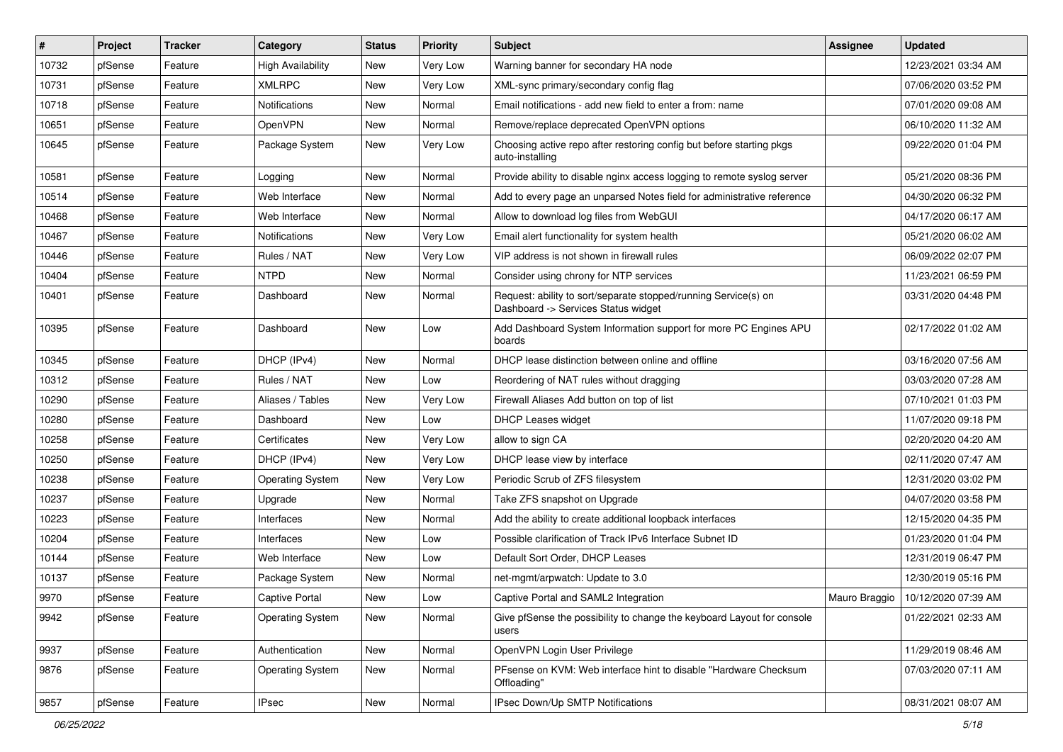| # | Project | Tracker | Category | Status | Priority | Subject | Assignee | Updated |
|---|---|---|---|---|---|---|---|---|
| 10732 | pfSense | Feature | High Availability | New | Very Low | Warning banner for secondary HA node | | 12/23/2021 03:34 AM |
| 10731 | pfSense | Feature | XMLRPC | New | Very Low | XML-sync primary/secondary config flag | | 07/06/2020 03:52 PM |
| 10718 | pfSense | Feature | Notifications | New | Normal | Email notifications - add new field to enter a from: name | | 07/01/2020 09:08 AM |
| 10651 | pfSense | Feature | OpenVPN | New | Normal | Remove/replace deprecated OpenVPN options | | 06/10/2020 11:32 AM |
| 10645 | pfSense | Feature | Package System | New | Very Low | Choosing active repo after restoring config but before starting pkgs auto-installing | | 09/22/2020 01:04 PM |
| 10581 | pfSense | Feature | Logging | New | Normal | Provide ability to disable nginx access logging to remote syslog server | | 05/21/2020 08:36 PM |
| 10514 | pfSense | Feature | Web Interface | New | Normal | Add to every page an unparsed Notes field for administrative reference | | 04/30/2020 06:32 PM |
| 10468 | pfSense | Feature | Web Interface | New | Normal | Allow to download log files from WebGUI | | 04/17/2020 06:17 AM |
| 10467 | pfSense | Feature | Notifications | New | Very Low | Email alert functionality for system health | | 05/21/2020 06:02 AM |
| 10446 | pfSense | Feature | Rules / NAT | New | Very Low | VIP address is not shown in firewall rules | | 06/09/2022 02:07 PM |
| 10404 | pfSense | Feature | NTPD | New | Normal | Consider using chrony for NTP services | | 11/23/2021 06:59 PM |
| 10401 | pfSense | Feature | Dashboard | New | Normal | Request: ability to sort/separate stopped/running Service(s) on Dashboard -> Services Status widget | | 03/31/2020 04:48 PM |
| 10395 | pfSense | Feature | Dashboard | New | Low | Add Dashboard System Information support for more PC Engines APU boards | | 02/17/2022 01:02 AM |
| 10345 | pfSense | Feature | DHCP (IPv4) | New | Normal | DHCP lease distinction between online and offline | | 03/16/2020 07:56 AM |
| 10312 | pfSense | Feature | Rules / NAT | New | Low | Reordering of NAT rules without dragging | | 03/03/2020 07:28 AM |
| 10290 | pfSense | Feature | Aliases / Tables | New | Very Low | Firewall Aliases Add button on top of list | | 07/10/2021 01:03 PM |
| 10280 | pfSense | Feature | Dashboard | New | Low | DHCP Leases widget | | 11/07/2020 09:18 PM |
| 10258 | pfSense | Feature | Certificates | New | Very Low | allow to sign CA | | 02/20/2020 04:20 AM |
| 10250 | pfSense | Feature | DHCP (IPv4) | New | Very Low | DHCP lease view by interface | | 02/11/2020 07:47 AM |
| 10238 | pfSense | Feature | Operating System | New | Very Low | Periodic Scrub of ZFS filesystem | | 12/31/2020 03:02 PM |
| 10237 | pfSense | Feature | Upgrade | New | Normal | Take ZFS snapshot on Upgrade | | 04/07/2020 03:58 PM |
| 10223 | pfSense | Feature | Interfaces | New | Normal | Add the ability to create additional loopback interfaces | | 12/15/2020 04:35 PM |
| 10204 | pfSense | Feature | Interfaces | New | Low | Possible clarification of Track IPv6 Interface Subnet ID | | 01/23/2020 01:04 PM |
| 10144 | pfSense | Feature | Web Interface | New | Low | Default Sort Order, DHCP Leases | | 12/31/2019 06:47 PM |
| 10137 | pfSense | Feature | Package System | New | Normal | net-mgmt/arpwatch: Update to 3.0 | | 12/30/2019 05:16 PM |
| 9970 | pfSense | Feature | Captive Portal | New | Low | Captive Portal and SAML2 Integration | Mauro Braggio | 10/12/2020 07:39 AM |
| 9942 | pfSense | Feature | Operating System | New | Normal | Give pfSense the possibility to change the keyboard Layout for console users | | 01/22/2021 02:33 AM |
| 9937 | pfSense | Feature | Authentication | New | Normal | OpenVPN Login User Privilege | | 11/29/2019 08:46 AM |
| 9876 | pfSense | Feature | Operating System | New | Normal | PFsense on KVM: Web interface hint to disable "Hardware Checksum Offloading" | | 07/03/2020 07:11 AM |
| 9857 | pfSense | Feature | IPsec | New | Normal | IPsec Down/Up SMTP Notifications | | 08/31/2021 08:07 AM |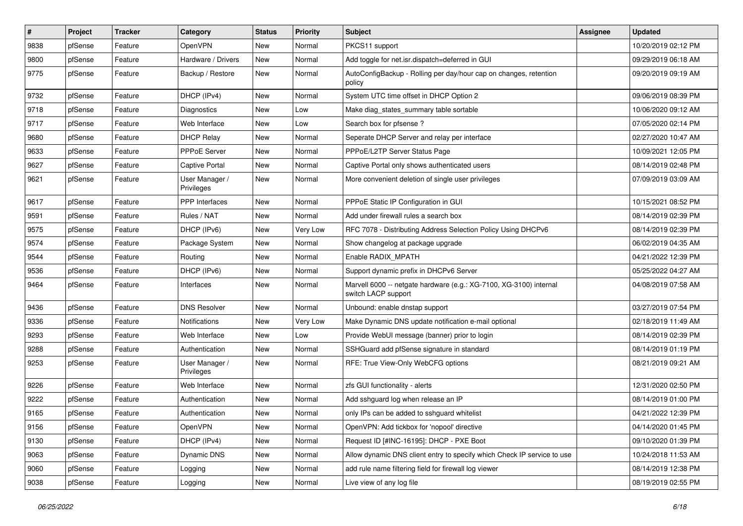| # | Project | Tracker | Category | Status | Priority | Subject | Assignee | Updated |
|---|---|---|---|---|---|---|---|---|
| 9838 | pfSense | Feature | OpenVPN | New | Normal | PKCS11 support | | 10/20/2019 02:12 PM |
| 9800 | pfSense | Feature | Hardware / Drivers | New | Normal | Add toggle for net.isr.dispatch=deferred in GUI | | 09/29/2019 06:18 AM |
| 9775 | pfSense | Feature | Backup / Restore | New | Normal | AutoConfigBackup - Rolling per day/hour cap on changes, retention policy | | 09/20/2019 09:19 AM |
| 9732 | pfSense | Feature | DHCP (IPv4) | New | Normal | System UTC time offset in DHCP Option 2 | | 09/06/2019 08:39 PM |
| 9718 | pfSense | Feature | Diagnostics | New | Low | Make diag_states_summary table sortable | | 10/06/2020 09:12 AM |
| 9717 | pfSense | Feature | Web Interface | New | Low | Search box for pfsense ? | | 07/05/2020 02:14 PM |
| 9680 | pfSense | Feature | DHCP Relay | New | Normal | Seperate DHCP Server and relay per interface | | 02/27/2020 10:47 AM |
| 9633 | pfSense | Feature | PPPoE Server | New | Normal | PPPoE/L2TP Server Status Page | | 10/09/2021 12:05 PM |
| 9627 | pfSense | Feature | Captive Portal | New | Normal | Captive Portal only shows authenticated users | | 08/14/2019 02:48 PM |
| 9621 | pfSense | Feature | User Manager / Privileges | New | Normal | More convenient deletion of single user privileges | | 07/09/2019 03:09 AM |
| 9617 | pfSense | Feature | PPP Interfaces | New | Normal | PPPoE Static IP Configuration in GUI | | 10/15/2021 08:52 PM |
| 9591 | pfSense | Feature | Rules / NAT | New | Normal | Add under firewall rules a search box | | 08/14/2019 02:39 PM |
| 9575 | pfSense | Feature | DHCP (IPv6) | New | Very Low | RFC 7078 - Distributing Address Selection Policy Using DHCPv6 | | 08/14/2019 02:39 PM |
| 9574 | pfSense | Feature | Package System | New | Normal | Show changelog at package upgrade | | 06/02/2019 04:35 AM |
| 9544 | pfSense | Feature | Routing | New | Normal | Enable RADIX_MPATH | | 04/21/2022 12:39 PM |
| 9536 | pfSense | Feature | DHCP (IPv6) | New | Normal | Support dynamic prefix in DHCPv6 Server | | 05/25/2022 04:27 AM |
| 9464 | pfSense | Feature | Interfaces | New | Normal | Marvell 6000 -- netgate hardware (e.g.: XG-7100, XG-3100) internal switch LACP support | | 04/08/2019 07:58 AM |
| 9436 | pfSense | Feature | DNS Resolver | New | Normal | Unbound: enable dnstap support | | 03/27/2019 07:54 PM |
| 9336 | pfSense | Feature | Notifications | New | Very Low | Make Dynamic DNS update notification e-mail optional | | 02/18/2019 11:49 AM |
| 9293 | pfSense | Feature | Web Interface | New | Low | Provide WebUI message (banner) prior to login | | 08/14/2019 02:39 PM |
| 9288 | pfSense | Feature | Authentication | New | Normal | SSHGuard add pfSense signature in standard | | 08/14/2019 01:19 PM |
| 9253 | pfSense | Feature | User Manager / Privileges | New | Normal | RFE: True View-Only WebCFG options | | 08/21/2019 09:21 AM |
| 9226 | pfSense | Feature | Web Interface | New | Normal | zfs GUI functionality - alerts | | 12/31/2020 02:50 PM |
| 9222 | pfSense | Feature | Authentication | New | Normal | Add sshguard log when release an IP | | 08/14/2019 01:00 PM |
| 9165 | pfSense | Feature | Authentication | New | Normal | only IPs can be added to sshguard whitelist | | 04/21/2022 12:39 PM |
| 9156 | pfSense | Feature | OpenVPN | New | Normal | OpenVPN: Add tickbox for 'nopool' directive | | 04/14/2020 01:45 PM |
| 9130 | pfSense | Feature | DHCP (IPv4) | New | Normal | Request ID [#INC-16195]: DHCP - PXE Boot | | 09/10/2020 01:39 PM |
| 9063 | pfSense | Feature | Dynamic DNS | New | Normal | Allow dynamic DNS client entry to specify which Check IP service to use | | 10/24/2018 11:53 AM |
| 9060 | pfSense | Feature | Logging | New | Normal | add rule name filtering field for firewall log viewer | | 08/14/2019 12:38 PM |
| 9038 | pfSense | Feature | Logging | New | Normal | Live view of any log file | | 08/19/2019 02:55 PM |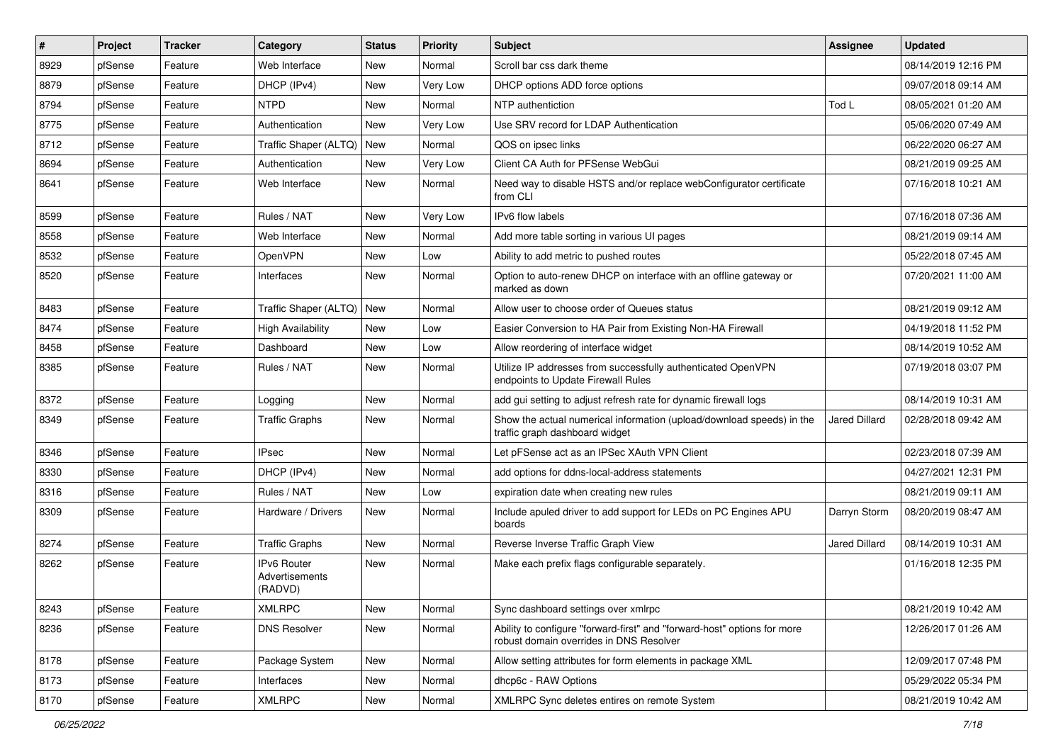| # | Project | Tracker | Category | Status | Priority | Subject | Assignee | Updated |
|---|---|---|---|---|---|---|---|---|
| 8929 | pfSense | Feature | Web Interface | New | Normal | Scroll bar css dark theme | | 08/14/2019 12:16 PM |
| 8879 | pfSense | Feature | DHCP (IPv4) | New | Very Low | DHCP options ADD force options | | 09/07/2018 09:14 AM |
| 8794 | pfSense | Feature | NTPD | New | Normal | NTP authentiction | Tod L | 08/05/2021 01:20 AM |
| 8775 | pfSense | Feature | Authentication | New | Very Low | Use SRV record for LDAP Authentication | | 05/06/2020 07:49 AM |
| 8712 | pfSense | Feature | Traffic Shaper (ALTQ) | New | Normal | QOS on ipsec links | | 06/22/2020 06:27 AM |
| 8694 | pfSense | Feature | Authentication | New | Very Low | Client CA Auth for PFSense WebGui | | 08/21/2019 09:25 AM |
| 8641 | pfSense | Feature | Web Interface | New | Normal | Need way to disable HSTS and/or replace webConfigurator certificate from CLI | | 07/16/2018 10:21 AM |
| 8599 | pfSense | Feature | Rules / NAT | New | Very Low | IPv6 flow labels | | 07/16/2018 07:36 AM |
| 8558 | pfSense | Feature | Web Interface | New | Normal | Add more table sorting in various UI pages | | 08/21/2019 09:14 AM |
| 8532 | pfSense | Feature | OpenVPN | New | Low | Ability to add metric to pushed routes | | 05/22/2018 07:45 AM |
| 8520 | pfSense | Feature | Interfaces | New | Normal | Option to auto-renew DHCP on interface with an offline gateway or marked as down | | 07/20/2021 11:00 AM |
| 8483 | pfSense | Feature | Traffic Shaper (ALTQ) | New | Normal | Allow user to choose order of Queues status | | 08/21/2019 09:12 AM |
| 8474 | pfSense | Feature | High Availability | New | Low | Easier Conversion to HA Pair from Existing Non-HA Firewall | | 04/19/2018 11:52 PM |
| 8458 | pfSense | Feature | Dashboard | New | Low | Allow reordering of interface widget | | 08/14/2019 10:52 AM |
| 8385 | pfSense | Feature | Rules / NAT | New | Normal | Utilize IP addresses from successfully authenticated OpenVPN endpoints to Update Firewall Rules | | 07/19/2018 03:07 PM |
| 8372 | pfSense | Feature | Logging | New | Normal | add gui setting to adjust refresh rate for dynamic firewall logs | | 08/14/2019 10:31 AM |
| 8349 | pfSense | Feature | Traffic Graphs | New | Normal | Show the actual numerical information (upload/download speeds) in the traffic graph dashboard widget | Jared Dillard | 02/28/2018 09:42 AM |
| 8346 | pfSense | Feature | IPsec | New | Normal | Let pFSense act as an IPSec XAuth VPN Client | | 02/23/2018 07:39 AM |
| 8330 | pfSense | Feature | DHCP (IPv4) | New | Normal | add options for ddns-local-address statements | | 04/27/2021 12:31 PM |
| 8316 | pfSense | Feature | Rules / NAT | New | Low | expiration date when creating new rules | | 08/21/2019 09:11 AM |
| 8309 | pfSense | Feature | Hardware / Drivers | New | Normal | Include apuled driver to add support for LEDs on PC Engines APU boards | Darryn Storm | 08/20/2019 08:47 AM |
| 8274 | pfSense | Feature | Traffic Graphs | New | Normal | Reverse Inverse Traffic Graph View | Jared Dillard | 08/14/2019 10:31 AM |
| 8262 | pfSense | Feature | IPv6 Router Advertisements (RADVD) | New | Normal | Make each prefix flags configurable separately. | | 01/16/2018 12:35 PM |
| 8243 | pfSense | Feature | XMLRPC | New | Normal | Sync dashboard settings over xmlrpc | | 08/21/2019 10:42 AM |
| 8236 | pfSense | Feature | DNS Resolver | New | Normal | Ability to configure "forward-first" and "forward-host" options for more robust domain overrides in DNS Resolver | | 12/26/2017 01:26 AM |
| 8178 | pfSense | Feature | Package System | New | Normal | Allow setting attributes for form elements in package XML | | 12/09/2017 07:48 PM |
| 8173 | pfSense | Feature | Interfaces | New | Normal | dhcp6c - RAW Options | | 05/29/2022 05:34 PM |
| 8170 | pfSense | Feature | XMLRPC | New | Normal | XMLRPC Sync deletes entires on remote System | | 08/21/2019 10:42 AM |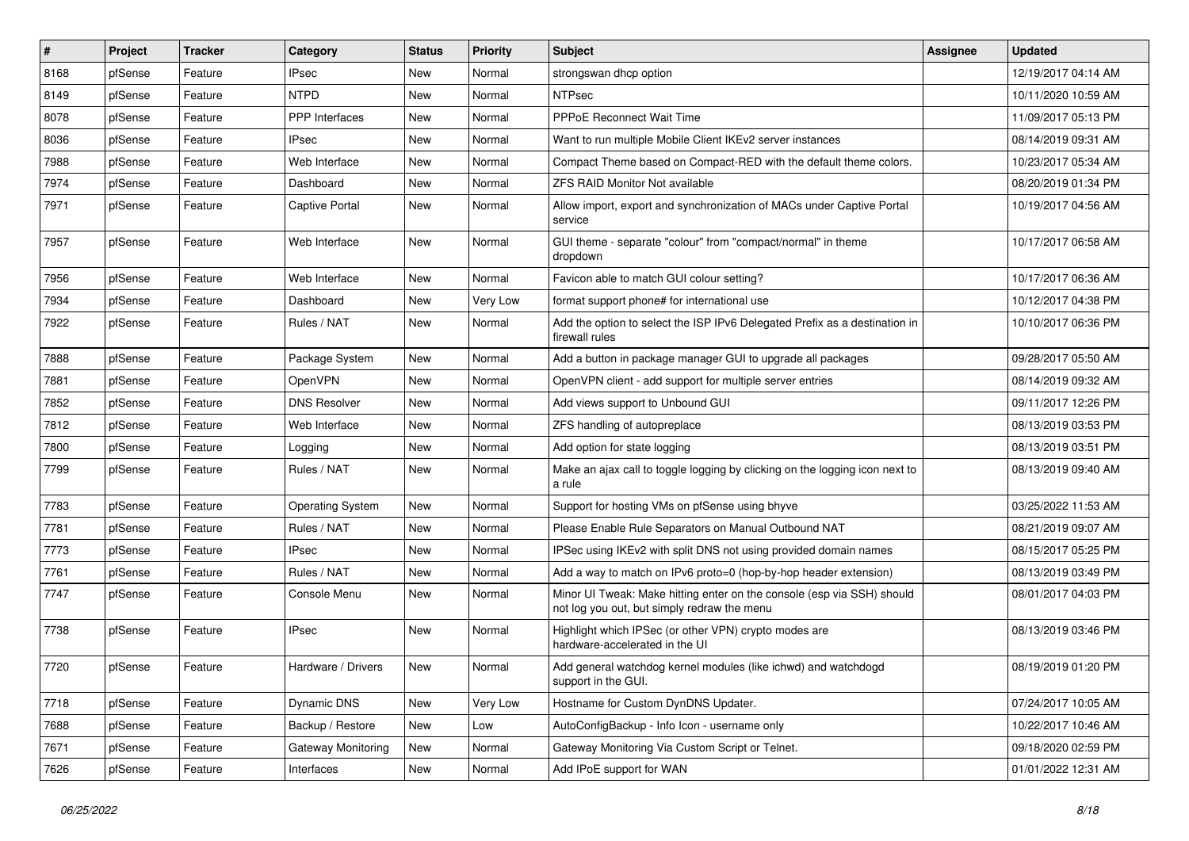| # | Project | Tracker | Category | Status | Priority | Subject | Assignee | Updated |
|---|---|---|---|---|---|---|---|---|
| 8168 | pfSense | Feature | IPsec | New | Normal | strongswan dhcp option | | 12/19/2017 04:14 AM |
| 8149 | pfSense | Feature | NTPD | New | Normal | NTPsec | | 10/11/2020 10:59 AM |
| 8078 | pfSense | Feature | PPP Interfaces | New | Normal | PPPoE Reconnect Wait Time | | 11/09/2017 05:13 PM |
| 8036 | pfSense | Feature | IPsec | New | Normal | Want to run multiple Mobile Client IKEv2 server instances | | 08/14/2019 09:31 AM |
| 7988 | pfSense | Feature | Web Interface | New | Normal | Compact Theme based on Compact-RED with the default theme colors. | | 10/23/2017 05:34 AM |
| 7974 | pfSense | Feature | Dashboard | New | Normal | ZFS RAID Monitor Not available | | 08/20/2019 01:34 PM |
| 7971 | pfSense | Feature | Captive Portal | New | Normal | Allow import, export and synchronization of MACs under Captive Portal service | | 10/19/2017 04:56 AM |
| 7957 | pfSense | Feature | Web Interface | New | Normal | GUI theme - separate "colour" from "compact/normal" in theme dropdown | | 10/17/2017 06:58 AM |
| 7956 | pfSense | Feature | Web Interface | New | Normal | Favicon able to match GUI colour setting? | | 10/17/2017 06:36 AM |
| 7934 | pfSense | Feature | Dashboard | New | Very Low | format support phone# for international use | | 10/12/2017 04:38 PM |
| 7922 | pfSense | Feature | Rules / NAT | New | Normal | Add the option to select the ISP IPv6 Delegated Prefix as a destination in firewall rules | | 10/10/2017 06:36 PM |
| 7888 | pfSense | Feature | Package System | New | Normal | Add a button in package manager GUI to upgrade all packages | | 09/28/2017 05:50 AM |
| 7881 | pfSense | Feature | OpenVPN | New | Normal | OpenVPN client - add support for multiple server entries | | 08/14/2019 09:32 AM |
| 7852 | pfSense | Feature | DNS Resolver | New | Normal | Add views support to Unbound GUI | | 09/11/2017 12:26 PM |
| 7812 | pfSense | Feature | Web Interface | New | Normal | ZFS handling of autopreplace | | 08/13/2019 03:53 PM |
| 7800 | pfSense | Feature | Logging | New | Normal | Add option for state logging | | 08/13/2019 03:51 PM |
| 7799 | pfSense | Feature | Rules / NAT | New | Normal | Make an ajax call to toggle logging by clicking on the logging icon next to a rule | | 08/13/2019 09:40 AM |
| 7783 | pfSense | Feature | Operating System | New | Normal | Support for hosting VMs on pfSense using bhyve | | 03/25/2022 11:53 AM |
| 7781 | pfSense | Feature | Rules / NAT | New | Normal | Please Enable Rule Separators on Manual Outbound NAT | | 08/21/2019 09:07 AM |
| 7773 | pfSense | Feature | IPsec | New | Normal | IPSec using IKEv2 with split DNS not using provided domain names | | 08/15/2017 05:25 PM |
| 7761 | pfSense | Feature | Rules / NAT | New | Normal | Add a way to match on IPv6 proto=0 (hop-by-hop header extension) | | 08/13/2019 03:49 PM |
| 7747 | pfSense | Feature | Console Menu | New | Normal | Minor UI Tweak: Make hitting enter on the console (esp via SSH) should not log you out, but simply redraw the menu | | 08/01/2017 04:03 PM |
| 7738 | pfSense | Feature | IPsec | New | Normal | Highlight which IPSec (or other VPN) crypto modes are hardware-accelerated in the UI | | 08/13/2019 03:46 PM |
| 7720 | pfSense | Feature | Hardware / Drivers | New | Normal | Add general watchdog kernel modules (like ichwd) and watchdogd support in the GUI. | | 08/19/2019 01:20 PM |
| 7718 | pfSense | Feature | Dynamic DNS | New | Very Low | Hostname for Custom DynDNS Updater. | | 07/24/2017 10:05 AM |
| 7688 | pfSense | Feature | Backup / Restore | New | Low | AutoConfigBackup - Info Icon - username only | | 10/22/2017 10:46 AM |
| 7671 | pfSense | Feature | Gateway Monitoring | New | Normal | Gateway Monitoring Via Custom Script or Telnet. | | 09/18/2020 02:59 PM |
| 7626 | pfSense | Feature | Interfaces | New | Normal | Add IPoE support for WAN | | 01/01/2022 12:31 AM |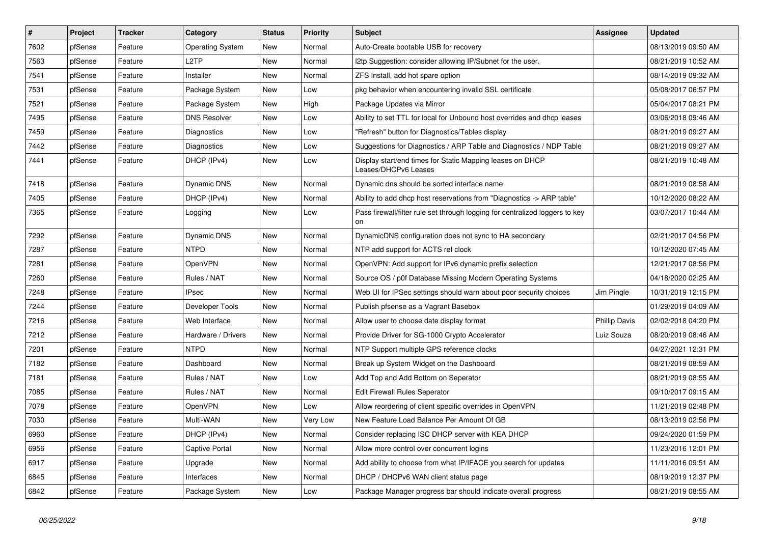| # | Project | Tracker | Category | Status | Priority | Subject | Assignee | Updated |
|---|---|---|---|---|---|---|---|---|
| 7602 | pfSense | Feature | Operating System | New | Normal | Auto-Create bootable USB for recovery | | 08/13/2019 09:50 AM |
| 7563 | pfSense | Feature | L2TP | New | Normal | l2tp Suggestion: consider allowing IP/Subnet for the user. | | 08/21/2019 10:52 AM |
| 7541 | pfSense | Feature | Installer | New | Normal | ZFS Install, add hot spare option | | 08/14/2019 09:32 AM |
| 7531 | pfSense | Feature | Package System | New | Low | pkg behavior when encountering invalid SSL certificate | | 05/08/2017 06:57 PM |
| 7521 | pfSense | Feature | Package System | New | High | Package Updates via Mirror | | 05/04/2017 08:21 PM |
| 7495 | pfSense | Feature | DNS Resolver | New | Low | Ability to set TTL for local for Unbound host overrides and dhcp leases | | 03/06/2018 09:46 AM |
| 7459 | pfSense | Feature | Diagnostics | New | Low | "Refresh" button for Diagnostics/Tables display | | 08/21/2019 09:27 AM |
| 7442 | pfSense | Feature | Diagnostics | New | Low | Suggestions for Diagnostics / ARP Table and Diagnostics / NDP Table | | 08/21/2019 09:27 AM |
| 7441 | pfSense | Feature | DHCP (IPv4) | New | Low | Display start/end times for Static Mapping leases on DHCP Leases/DHCPv6 Leases | | 08/21/2019 10:48 AM |
| 7418 | pfSense | Feature | Dynamic DNS | New | Normal | Dynamic dns should be sorted interface name | | 08/21/2019 08:58 AM |
| 7405 | pfSense | Feature | DHCP (IPv4) | New | Normal | Ability to add dhcp host reservations from "Diagnostics -> ARP table" | | 10/12/2020 08:22 AM |
| 7365 | pfSense | Feature | Logging | New | Low | Pass firewall/filter rule set through logging for centralized loggers to key on | | 03/07/2017 10:44 AM |
| 7292 | pfSense | Feature | Dynamic DNS | New | Normal | DynamicDNS configuration does not sync to HA secondary | | 02/21/2017 04:56 PM |
| 7287 | pfSense | Feature | NTPD | New | Normal | NTP add support for ACTS ref clock | | 10/12/2020 07:45 AM |
| 7281 | pfSense | Feature | OpenVPN | New | Normal | OpenVPN: Add support for IPv6 dynamic prefix selection | | 12/21/2017 08:56 PM |
| 7260 | pfSense | Feature | Rules / NAT | New | Normal | Source OS / p0f Database Missing Modern Operating Systems | | 04/18/2020 02:25 AM |
| 7248 | pfSense | Feature | IPsec | New | Normal | Web UI for IPSec settings should warn about poor security choices | Jim Pingle | 10/31/2019 12:15 PM |
| 7244 | pfSense | Feature | Developer Tools | New | Normal | Publish pfsense as a Vagrant Basebox | | 01/29/2019 04:09 AM |
| 7216 | pfSense | Feature | Web Interface | New | Normal | Allow user to choose date display format | Phillip Davis | 02/02/2018 04:20 PM |
| 7212 | pfSense | Feature | Hardware / Drivers | New | Normal | Provide Driver for SG-1000 Crypto Accelerator | Luiz Souza | 08/20/2019 08:46 AM |
| 7201 | pfSense | Feature | NTPD | New | Normal | NTP Support multiple GPS reference clocks | | 04/27/2021 12:31 PM |
| 7182 | pfSense | Feature | Dashboard | New | Normal | Break up System Widget on the Dashboard | | 08/21/2019 08:59 AM |
| 7181 | pfSense | Feature | Rules / NAT | New | Low | Add Top and Add Bottom on Seperator | | 08/21/2019 08:55 AM |
| 7085 | pfSense | Feature | Rules / NAT | New | Normal | Edit Firewall Rules Seperator | | 09/10/2017 09:15 AM |
| 7078 | pfSense | Feature | OpenVPN | New | Low | Allow reordering of client specific overrides in OpenVPN | | 11/21/2019 02:48 PM |
| 7030 | pfSense | Feature | Multi-WAN | New | Very Low | New Feature Load Balance Per Amount Of GB | | 08/13/2019 02:56 PM |
| 6960 | pfSense | Feature | DHCP (IPv4) | New | Normal | Consider replacing ISC DHCP server with KEA DHCP | | 09/24/2020 01:59 PM |
| 6956 | pfSense | Feature | Captive Portal | New | Normal | Allow more control over concurrent logins | | 11/23/2016 12:01 PM |
| 6917 | pfSense | Feature | Upgrade | New | Normal | Add ability to choose from what IP/IFACE you search for updates | | 11/11/2016 09:51 AM |
| 6845 | pfSense | Feature | Interfaces | New | Normal | DHCP / DHCPv6 WAN client status page | | 08/19/2019 12:37 PM |
| 6842 | pfSense | Feature | Package System | New | Low | Package Manager progress bar should indicate overall progress | | 08/21/2019 08:55 AM |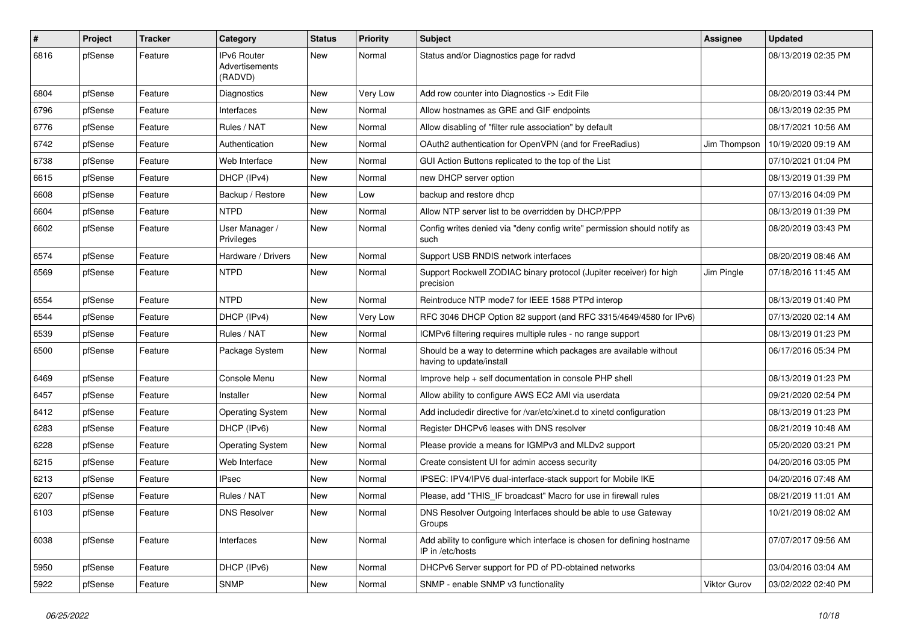| # | Project | Tracker | Category | Status | Priority | Subject | Assignee | Updated |
|---|---|---|---|---|---|---|---|---|
| 6816 | pfSense | Feature | IPv6 Router Advertisements (RADVD) | New | Normal | Status and/or Diagnostics page for radvd | | 08/13/2019 02:35 PM |
| 6804 | pfSense | Feature | Diagnostics | New | Very Low | Add row counter into Diagnostics -> Edit File | | 08/20/2019 03:44 PM |
| 6796 | pfSense | Feature | Interfaces | New | Normal | Allow hostnames as GRE and GIF endpoints | | 08/13/2019 02:35 PM |
| 6776 | pfSense | Feature | Rules / NAT | New | Normal | Allow disabling of "filter rule association" by default | | 08/17/2021 10:56 AM |
| 6742 | pfSense | Feature | Authentication | New | Normal | OAuth2 authentication for OpenVPN (and for FreeRadius) | Jim Thompson | 10/19/2020 09:19 AM |
| 6738 | pfSense | Feature | Web Interface | New | Normal | GUI Action Buttons replicated to the top of the List | | 07/10/2021 01:04 PM |
| 6615 | pfSense | Feature | DHCP (IPv4) | New | Normal | new DHCP server option | | 08/13/2019 01:39 PM |
| 6608 | pfSense | Feature | Backup / Restore | New | Low | backup and restore dhcp | | 07/13/2016 04:09 PM |
| 6604 | pfSense | Feature | NTPD | New | Normal | Allow NTP server list to be overridden by DHCP/PPP | | 08/13/2019 01:39 PM |
| 6602 | pfSense | Feature | User Manager / Privileges | New | Normal | Config writes denied via "deny config write" permission should notify as such | | 08/20/2019 03:43 PM |
| 6574 | pfSense | Feature | Hardware / Drivers | New | Normal | Support USB RNDIS network interfaces | | 08/20/2019 08:46 AM |
| 6569 | pfSense | Feature | NTPD | New | Normal | Support Rockwell ZODIAC binary protocol (Jupiter receiver) for high precision | Jim Pingle | 07/18/2016 11:45 AM |
| 6554 | pfSense | Feature | NTPD | New | Normal | Reintroduce NTP mode7 for IEEE 1588 PTPd interop | | 08/13/2019 01:40 PM |
| 6544 | pfSense | Feature | DHCP (IPv4) | New | Very Low | RFC 3046 DHCP Option 82 support (and RFC 3315/4649/4580 for IPv6) | | 07/13/2020 02:14 AM |
| 6539 | pfSense | Feature | Rules / NAT | New | Normal | ICMPv6 filtering requires multiple rules - no range support | | 08/13/2019 01:23 PM |
| 6500 | pfSense | Feature | Package System | New | Normal | Should be a way to determine which packages are available without having to update/install | | 06/17/2016 05:34 PM |
| 6469 | pfSense | Feature | Console Menu | New | Normal | Improve help + self documentation in console PHP shell | | 08/13/2019 01:23 PM |
| 6457 | pfSense | Feature | Installer | New | Normal | Allow ability to configure AWS EC2 AMI via userdata | | 09/21/2020 02:54 PM |
| 6412 | pfSense | Feature | Operating System | New | Normal | Add includedir directive for /var/etc/xinet.d to xinetd configuration | | 08/13/2019 01:23 PM |
| 6283 | pfSense | Feature | DHCP (IPv6) | New | Normal | Register DHCPv6 leases with DNS resolver | | 08/21/2019 10:48 AM |
| 6228 | pfSense | Feature | Operating System | New | Normal | Please provide a means for IGMPv3 and MLDv2 support | | 05/20/2020 03:21 PM |
| 6215 | pfSense | Feature | Web Interface | New | Normal | Create consistent UI for admin access security | | 04/20/2016 03:05 PM |
| 6213 | pfSense | Feature | IPsec | New | Normal | IPSEC: IPV4/IPV6 dual-interface-stack support for Mobile IKE | | 04/20/2016 07:48 AM |
| 6207 | pfSense | Feature | Rules / NAT | New | Normal | Please, add "THIS_IF broadcast" Macro for use in firewall rules | | 08/21/2019 11:01 AM |
| 6103 | pfSense | Feature | DNS Resolver | New | Normal | DNS Resolver Outgoing Interfaces should be able to use Gateway Groups | | 10/21/2019 08:02 AM |
| 6038 | pfSense | Feature | Interfaces | New | Normal | Add ability to configure which interface is chosen for defining hostname IP in /etc/hosts | | 07/07/2017 09:56 AM |
| 5950 | pfSense | Feature | DHCP (IPv6) | New | Normal | DHCPv6 Server support for PD of PD-obtained networks | | 03/04/2016 03:04 AM |
| 5922 | pfSense | Feature | SNMP | New | Normal | SNMP - enable SNMP v3 functionality | Viktor Gurov | 03/02/2022 02:40 PM |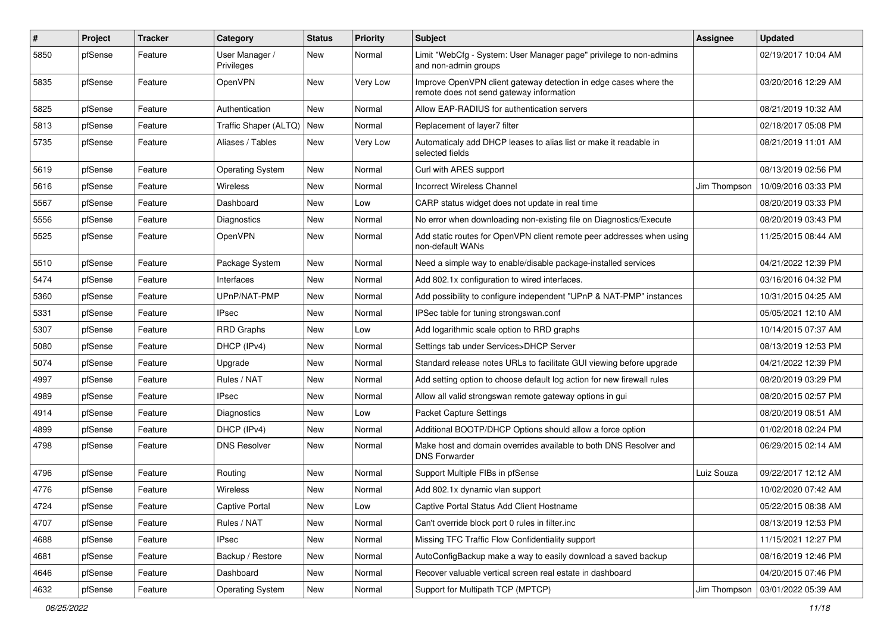| # | Project | Tracker | Category | Status | Priority | Subject | Assignee | Updated |
|---|---|---|---|---|---|---|---|---|
| 5850 | pfSense | Feature | User Manager / Privileges | New | Normal | Limit "WebCfg - System: User Manager page" privilege to non-admins and non-admin groups | | 02/19/2017 10:04 AM |
| 5835 | pfSense | Feature | OpenVPN | New | Very Low | Improve OpenVPN client gateway detection in edge cases where the remote does not send gateway information | | 03/20/2016 12:29 AM |
| 5825 | pfSense | Feature | Authentication | New | Normal | Allow EAP-RADIUS for authentication servers | | 08/21/2019 10:32 AM |
| 5813 | pfSense | Feature | Traffic Shaper (ALTQ) | New | Normal | Replacement of layer7 filter | | 02/18/2017 05:08 PM |
| 5735 | pfSense | Feature | Aliases / Tables | New | Very Low | Automaticaly add DHCP leases to alias list or make it readable in selected fields | | 08/21/2019 11:01 AM |
| 5619 | pfSense | Feature | Operating System | New | Normal | Curl with ARES support | | 08/13/2019 02:56 PM |
| 5616 | pfSense | Feature | Wireless | New | Normal | Incorrect Wireless Channel | Jim Thompson | 10/09/2016 03:33 PM |
| 5567 | pfSense | Feature | Dashboard | New | Low | CARP status widget does not update in real time | | 08/20/2019 03:33 PM |
| 5556 | pfSense | Feature | Diagnostics | New | Normal | No error when downloading non-existing file on Diagnostics/Execute | | 08/20/2019 03:43 PM |
| 5525 | pfSense | Feature | OpenVPN | New | Normal | Add static routes for OpenVPN client remote peer addresses when using non-default WANs | | 11/25/2015 08:44 AM |
| 5510 | pfSense | Feature | Package System | New | Normal | Need a simple way to enable/disable package-installed services | | 04/21/2022 12:39 PM |
| 5474 | pfSense | Feature | Interfaces | New | Normal | Add 802.1x configuration to wired interfaces. | | 03/16/2016 04:32 PM |
| 5360 | pfSense | Feature | UPnP/NAT-PMP | New | Normal | Add possibility to configure independent "UPnP & NAT-PMP" instances | | 10/31/2015 04:25 AM |
| 5331 | pfSense | Feature | IPsec | New | Normal | IPSec table for tuning strongswan.conf | | 05/05/2021 12:10 AM |
| 5307 | pfSense | Feature | RRD Graphs | New | Low | Add logarithmic scale option to RRD graphs | | 10/14/2015 07:37 AM |
| 5080 | pfSense | Feature | DHCP (IPv4) | New | Normal | Settings tab under Services>DHCP Server | | 08/13/2019 12:53 PM |
| 5074 | pfSense | Feature | Upgrade | New | Normal | Standard release notes URLs to facilitate GUI viewing before upgrade | | 04/21/2022 12:39 PM |
| 4997 | pfSense | Feature | Rules / NAT | New | Normal | Add setting option to choose default log action for new firewall rules | | 08/20/2019 03:29 PM |
| 4989 | pfSense | Feature | IPsec | New | Normal | Allow all valid strongswan remote gateway options in gui | | 08/20/2015 02:57 PM |
| 4914 | pfSense | Feature | Diagnostics | New | Low | Packet Capture Settings | | 08/20/2019 08:51 AM |
| 4899 | pfSense | Feature | DHCP (IPv4) | New | Normal | Additional BOOTP/DHCP Options should allow a force option | | 01/02/2018 02:24 PM |
| 4798 | pfSense | Feature | DNS Resolver | New | Normal | Make host and domain overrides available to both DNS Resolver and DNS Forwarder | | 06/29/2015 02:14 AM |
| 4796 | pfSense | Feature | Routing | New | Normal | Support Multiple FIBs in pfSense | Luiz Souza | 09/22/2017 12:12 AM |
| 4776 | pfSense | Feature | Wireless | New | Normal | Add 802.1x dynamic vlan support | | 10/02/2020 07:42 AM |
| 4724 | pfSense | Feature | Captive Portal | New | Low | Captive Portal Status Add Client Hostname | | 05/22/2015 08:38 AM |
| 4707 | pfSense | Feature | Rules / NAT | New | Normal | Can't override block port 0 rules in filter.inc | | 08/13/2019 12:53 PM |
| 4688 | pfSense | Feature | IPsec | New | Normal | Missing TFC Traffic Flow Confidentiality support | | 11/15/2021 12:27 PM |
| 4681 | pfSense | Feature | Backup / Restore | New | Normal | AutoConfigBackup make a way to easily download a saved backup | | 08/16/2019 12:46 PM |
| 4646 | pfSense | Feature | Dashboard | New | Normal | Recover valuable vertical screen real estate in dashboard | | 04/20/2015 07:46 PM |
| 4632 | pfSense | Feature | Operating System | New | Normal | Support for Multipath TCP (MPTCP) | Jim Thompson | 03/01/2022 05:39 AM |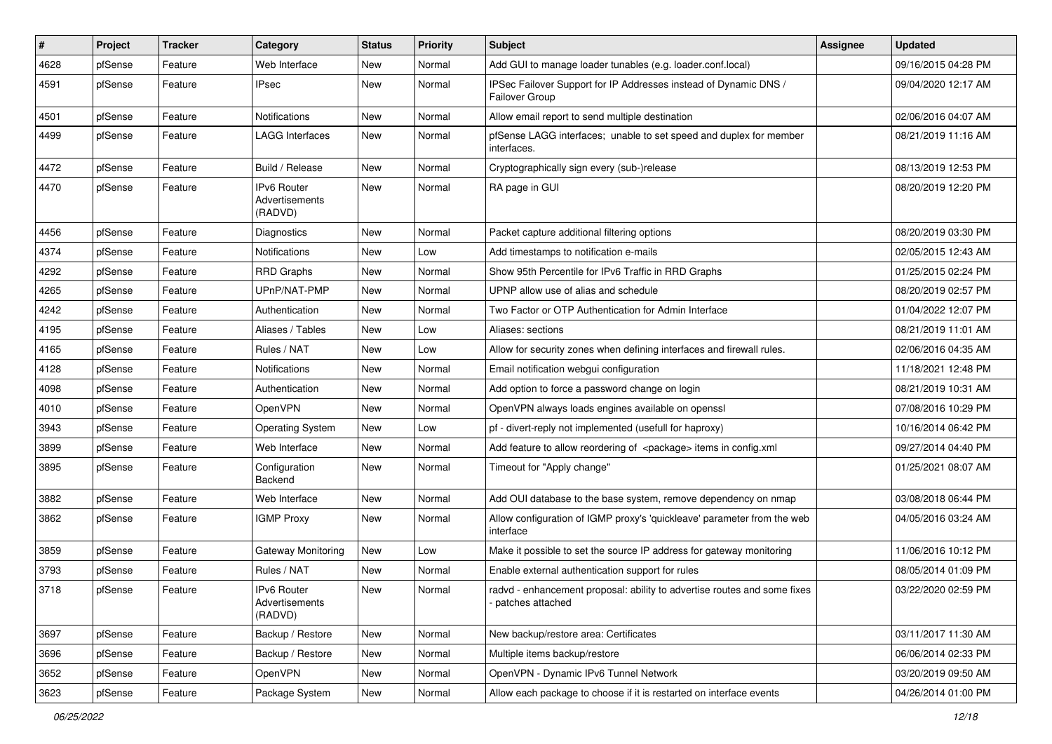| # | Project | Tracker | Category | Status | Priority | Subject | Assignee | Updated |
|---|---|---|---|---|---|---|---|---|
| 4628 | pfSense | Feature | Web Interface | New | Normal | Add GUI to manage loader tunables (e.g. loader.conf.local) | | 09/16/2015 04:28 PM |
| 4591 | pfSense | Feature | IPsec | New | Normal | IPSec Failover Support for IP Addresses instead of Dynamic DNS / Failover Group | | 09/04/2020 12:17 AM |
| 4501 | pfSense | Feature | Notifications | New | Normal | Allow email report to send multiple destination | | 02/06/2016 04:07 AM |
| 4499 | pfSense | Feature | LAGG Interfaces | New | Normal | pfSense LAGG interfaces; unable to set speed and duplex for member interfaces. | | 08/21/2019 11:16 AM |
| 4472 | pfSense | Feature | Build / Release | New | Normal | Cryptographically sign every (sub-)release | | 08/13/2019 12:53 PM |
| 4470 | pfSense | Feature | IPv6 Router Advertisements (RADVD) | New | Normal | RA page in GUI | | 08/20/2019 12:20 PM |
| 4456 | pfSense | Feature | Diagnostics | New | Normal | Packet capture additional filtering options | | 08/20/2019 03:30 PM |
| 4374 | pfSense | Feature | Notifications | New | Low | Add timestamps to notification e-mails | | 02/05/2015 12:43 AM |
| 4292 | pfSense | Feature | RRD Graphs | New | Normal | Show 95th Percentile for IPv6 Traffic in RRD Graphs | | 01/25/2015 02:24 PM |
| 4265 | pfSense | Feature | UPnP/NAT-PMP | New | Normal | UPNP allow use of alias and schedule | | 08/20/2019 02:57 PM |
| 4242 | pfSense | Feature | Authentication | New | Normal | Two Factor or OTP Authentication for Admin Interface | | 01/04/2022 12:07 PM |
| 4195 | pfSense | Feature | Aliases / Tables | New | Low | Aliases: sections | | 08/21/2019 11:01 AM |
| 4165 | pfSense | Feature | Rules / NAT | New | Low | Allow for security zones when defining interfaces and firewall rules. | | 02/06/2016 04:35 AM |
| 4128 | pfSense | Feature | Notifications | New | Normal | Email notification webgui configuration | | 11/18/2021 12:48 PM |
| 4098 | pfSense | Feature | Authentication | New | Normal | Add option to force a password change on login | | 08/21/2019 10:31 AM |
| 4010 | pfSense | Feature | OpenVPN | New | Normal | OpenVPN always loads engines available on openssl | | 07/08/2016 10:29 PM |
| 3943 | pfSense | Feature | Operating System | New | Low | pf - divert-reply not implemented (usefull for haproxy) | | 10/16/2014 06:42 PM |
| 3899 | pfSense | Feature | Web Interface | New | Normal | Add feature to allow reordering of <package> items in config.xml | | 09/27/2014 04:40 PM |
| 3895 | pfSense | Feature | Configuration Backend | New | Normal | Timeout for "Apply change" | | 01/25/2021 08:07 AM |
| 3882 | pfSense | Feature | Web Interface | New | Normal | Add OUI database to the base system, remove dependency on nmap | | 03/08/2018 06:44 PM |
| 3862 | pfSense | Feature | IGMP Proxy | New | Normal | Allow configuration of IGMP proxy's 'quickleave' parameter from the web interface | | 04/05/2016 03:24 AM |
| 3859 | pfSense | Feature | Gateway Monitoring | New | Low | Make it possible to set the source IP address for gateway monitoring | | 11/06/2016 10:12 PM |
| 3793 | pfSense | Feature | Rules / NAT | New | Normal | Enable external authentication support for rules | | 08/05/2014 01:09 PM |
| 3718 | pfSense | Feature | IPv6 Router Advertisements (RADVD) | New | Normal | radvd - enhancement proposal: ability to advertise routes and some fixes - patches attached | | 03/22/2020 02:59 PM |
| 3697 | pfSense | Feature | Backup / Restore | New | Normal | New backup/restore area: Certificates | | 03/11/2017 11:30 AM |
| 3696 | pfSense | Feature | Backup / Restore | New | Normal | Multiple items backup/restore | | 06/06/2014 02:33 PM |
| 3652 | pfSense | Feature | OpenVPN | New | Normal | OpenVPN - Dynamic IPv6 Tunnel Network | | 03/20/2019 09:50 AM |
| 3623 | pfSense | Feature | Package System | New | Normal | Allow each package to choose if it is restarted on interface events | | 04/26/2014 01:00 PM |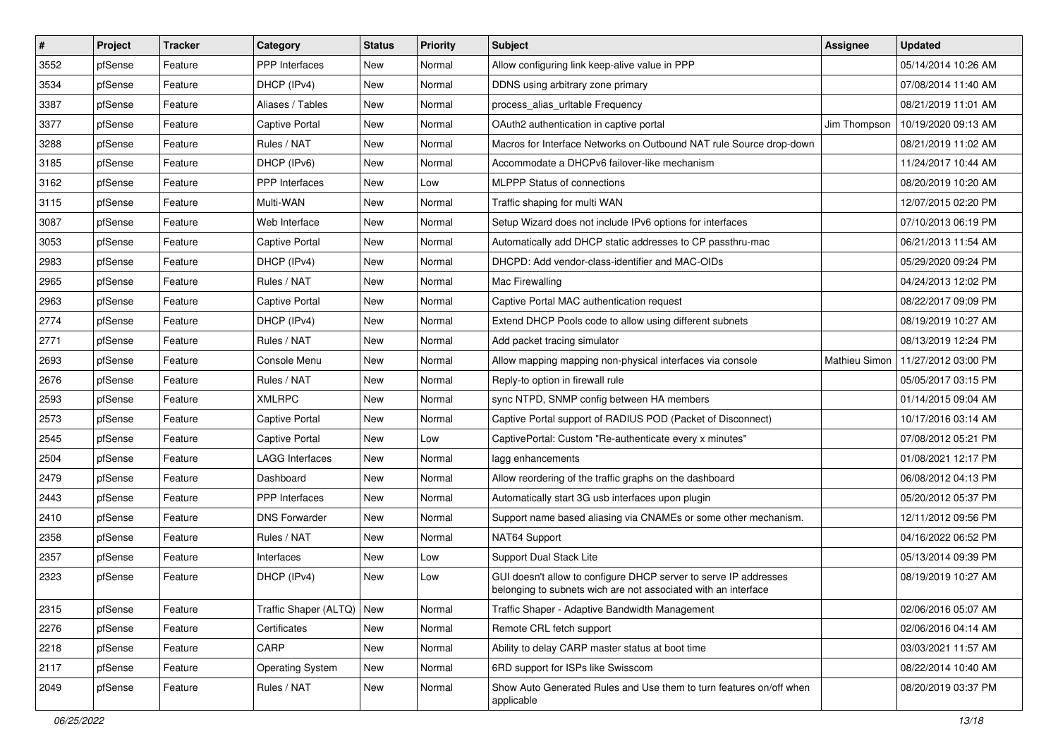| # | Project | Tracker | Category | Status | Priority | Subject | Assignee | Updated |
|---|---|---|---|---|---|---|---|---|
| 3552 | pfSense | Feature | PPP Interfaces | New | Normal | Allow configuring link keep-alive value in PPP | | 05/14/2014 10:26 AM |
| 3534 | pfSense | Feature | DHCP (IPv4) | New | Normal | DDNS using arbitrary zone primary | | 07/08/2014 11:40 AM |
| 3387 | pfSense | Feature | Aliases / Tables | New | Normal | process_alias_urltable Frequency | | 08/21/2019 11:01 AM |
| 3377 | pfSense | Feature | Captive Portal | New | Normal | OAuth2 authentication in captive portal | Jim Thompson | 10/19/2020 09:13 AM |
| 3288 | pfSense | Feature | Rules / NAT | New | Normal | Macros for Interface Networks on Outbound NAT rule Source drop-down | | 08/21/2019 11:02 AM |
| 3185 | pfSense | Feature | DHCP (IPv6) | New | Normal | Accommodate a DHCPv6 failover-like mechanism | | 11/24/2017 10:44 AM |
| 3162 | pfSense | Feature | PPP Interfaces | New | Low | MLPPP Status of connections | | 08/20/2019 10:20 AM |
| 3115 | pfSense | Feature | Multi-WAN | New | Normal | Traffic shaping for multi WAN | | 12/07/2015 02:20 PM |
| 3087 | pfSense | Feature | Web Interface | New | Normal | Setup Wizard does not include IPv6 options for interfaces | | 07/10/2013 06:19 PM |
| 3053 | pfSense | Feature | Captive Portal | New | Normal | Automatically add DHCP static addresses to CP passthru-mac | | 06/21/2013 11:54 AM |
| 2983 | pfSense | Feature | DHCP (IPv4) | New | Normal | DHCPD: Add vendor-class-identifier and MAC-OIDs | | 05/29/2020 09:24 PM |
| 2965 | pfSense | Feature | Rules / NAT | New | Normal | Mac Firewalling | | 04/24/2013 12:02 PM |
| 2963 | pfSense | Feature | Captive Portal | New | Normal | Captive Portal MAC authentication request | | 08/22/2017 09:09 PM |
| 2774 | pfSense | Feature | DHCP (IPv4) | New | Normal | Extend DHCP Pools code to allow using different subnets | | 08/19/2019 10:27 AM |
| 2771 | pfSense | Feature | Rules / NAT | New | Normal | Add packet tracing simulator | | 08/13/2019 12:24 PM |
| 2693 | pfSense | Feature | Console Menu | New | Normal | Allow mapping mapping non-physical interfaces via console | Mathieu Simon | 11/27/2012 03:00 PM |
| 2676 | pfSense | Feature | Rules / NAT | New | Normal | Reply-to option in firewall rule | | 05/05/2017 03:15 PM |
| 2593 | pfSense | Feature | XMLRPC | New | Normal | sync NTPD, SNMP config between HA members | | 01/14/2015 09:04 AM |
| 2573 | pfSense | Feature | Captive Portal | New | Normal | Captive Portal support of RADIUS POD (Packet of Disconnect) | | 10/17/2016 03:14 AM |
| 2545 | pfSense | Feature | Captive Portal | New | Low | CaptivePortal: Custom "Re-authenticate every x minutes" | | 07/08/2012 05:21 PM |
| 2504 | pfSense | Feature | LAGG Interfaces | New | Normal | lagg enhancements | | 01/08/2021 12:17 PM |
| 2479 | pfSense | Feature | Dashboard | New | Normal | Allow reordering of the traffic graphs on the dashboard | | 06/08/2012 04:13 PM |
| 2443 | pfSense | Feature | PPP Interfaces | New | Normal | Automatically start 3G usb interfaces upon plugin | | 05/20/2012 05:37 PM |
| 2410 | pfSense | Feature | DNS Forwarder | New | Normal | Support name based aliasing via CNAMEs or some other mechanism. | | 12/11/2012 09:56 PM |
| 2358 | pfSense | Feature | Rules / NAT | New | Normal | NAT64 Support | | 04/16/2022 06:52 PM |
| 2357 | pfSense | Feature | Interfaces | New | Low | Support Dual Stack Lite | | 05/13/2014 09:39 PM |
| 2323 | pfSense | Feature | DHCP (IPv4) | New | Low | GUI doesn't allow to configure DHCP server to serve IP addresses belonging to subnets wich are not associated with an interface | | 08/19/2019 10:27 AM |
| 2315 | pfSense | Feature | Traffic Shaper (ALTQ) | New | Normal | Traffic Shaper - Adaptive Bandwidth Management | | 02/06/2016 05:07 AM |
| 2276 | pfSense | Feature | Certificates | New | Normal | Remote CRL fetch support | | 02/06/2016 04:14 AM |
| 2218 | pfSense | Feature | CARP | New | Normal | Ability to delay CARP master status at boot time | | 03/03/2021 11:57 AM |
| 2117 | pfSense | Feature | Operating System | New | Normal | 6RD support for ISPs like Swisscom | | 08/22/2014 10:40 AM |
| 2049 | pfSense | Feature | Rules / NAT | New | Normal | Show Auto Generated Rules and Use them to turn features on/off when applicable | | 08/20/2019 03:37 PM |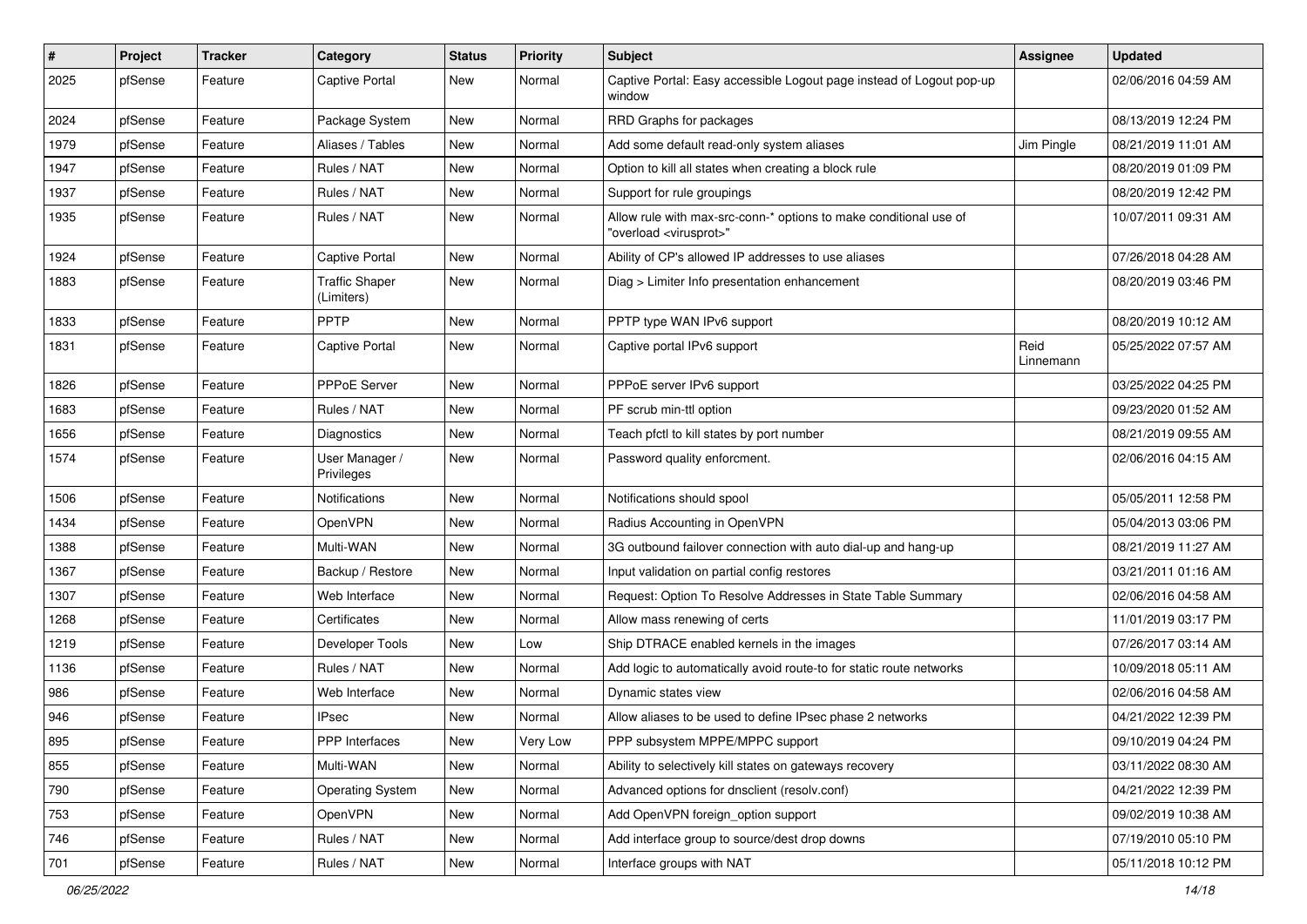| # | Project | Tracker | Category | Status | Priority | Subject | Assignee | Updated |
|---|---|---|---|---|---|---|---|---|
| 2025 | pfSense | Feature | Captive Portal | New | Normal | Captive Portal: Easy accessible Logout page instead of Logout pop-up window | | 02/06/2016 04:59 AM |
| 2024 | pfSense | Feature | Package System | New | Normal | RRD Graphs for packages | | 08/13/2019 12:24 PM |
| 1979 | pfSense | Feature | Aliases / Tables | New | Normal | Add some default read-only system aliases | Jim Pingle | 08/21/2019 11:01 AM |
| 1947 | pfSense | Feature | Rules / NAT | New | Normal | Option to kill all states when creating a block rule | | 08/20/2019 01:09 PM |
| 1937 | pfSense | Feature | Rules / NAT | New | Normal | Support for rule groupings | | 08/20/2019 12:42 PM |
| 1935 | pfSense | Feature | Rules / NAT | New | Normal | Allow rule with max-src-conn-* options to make conditional use of "overload <virusprot>" | | 10/07/2011 09:31 AM |
| 1924 | pfSense | Feature | Captive Portal | New | Normal | Ability of CP's allowed IP addresses to use aliases | | 07/26/2018 04:28 AM |
| 1883 | pfSense | Feature | Traffic Shaper (Limiters) | New | Normal | Diag > Limiter Info presentation enhancement | | 08/20/2019 03:46 PM |
| 1833 | pfSense | Feature | PPTP | New | Normal | PPTP type WAN IPv6 support | | 08/20/2019 10:12 AM |
| 1831 | pfSense | Feature | Captive Portal | New | Normal | Captive portal IPv6 support | Reid Linnemann | 05/25/2022 07:57 AM |
| 1826 | pfSense | Feature | PPPoE Server | New | Normal | PPPoE server IPv6 support | | 03/25/2022 04:25 PM |
| 1683 | pfSense | Feature | Rules / NAT | New | Normal | PF scrub min-ttl option | | 09/23/2020 01:52 AM |
| 1656 | pfSense | Feature | Diagnostics | New | Normal | Teach pfctl to kill states by port number | | 08/21/2019 09:55 AM |
| 1574 | pfSense | Feature | User Manager / Privileges | New | Normal | Password quality enforcment. | | 02/06/2016 04:15 AM |
| 1506 | pfSense | Feature | Notifications | New | Normal | Notifications should spool | | 05/05/2011 12:58 PM |
| 1434 | pfSense | Feature | OpenVPN | New | Normal | Radius Accounting in OpenVPN | | 05/04/2013 03:06 PM |
| 1388 | pfSense | Feature | Multi-WAN | New | Normal | 3G outbound failover connection with auto dial-up and hang-up | | 08/21/2019 11:27 AM |
| 1367 | pfSense | Feature | Backup / Restore | New | Normal | Input validation on partial config restores | | 03/21/2011 01:16 AM |
| 1307 | pfSense | Feature | Web Interface | New | Normal | Request: Option To Resolve Addresses in State Table Summary | | 02/06/2016 04:58 AM |
| 1268 | pfSense | Feature | Certificates | New | Normal | Allow mass renewing of certs | | 11/01/2019 03:17 PM |
| 1219 | pfSense | Feature | Developer Tools | New | Low | Ship DTRACE enabled kernels in the images | | 07/26/2017 03:14 AM |
| 1136 | pfSense | Feature | Rules / NAT | New | Normal | Add logic to automatically avoid route-to for static route networks | | 10/09/2018 05:11 AM |
| 986 | pfSense | Feature | Web Interface | New | Normal | Dynamic states view | | 02/06/2016 04:58 AM |
| 946 | pfSense | Feature | IPsec | New | Normal | Allow aliases to be used to define IPsec phase 2 networks | | 04/21/2022 12:39 PM |
| 895 | pfSense | Feature | PPP Interfaces | New | Very Low | PPP subsystem MPPE/MPPC support | | 09/10/2019 04:24 PM |
| 855 | pfSense | Feature | Multi-WAN | New | Normal | Ability to selectively kill states on gateways recovery | | 03/11/2022 08:30 AM |
| 790 | pfSense | Feature | Operating System | New | Normal | Advanced options for dnsclient (resolv.conf) | | 04/21/2022 12:39 PM |
| 753 | pfSense | Feature | OpenVPN | New | Normal | Add OpenVPN foreign_option support | | 09/02/2019 10:38 AM |
| 746 | pfSense | Feature | Rules / NAT | New | Normal | Add interface group to source/dest drop downs | | 07/19/2010 05:10 PM |
| 701 | pfSense | Feature | Rules / NAT | New | Normal | Interface groups with NAT | | 05/11/2018 10:12 PM |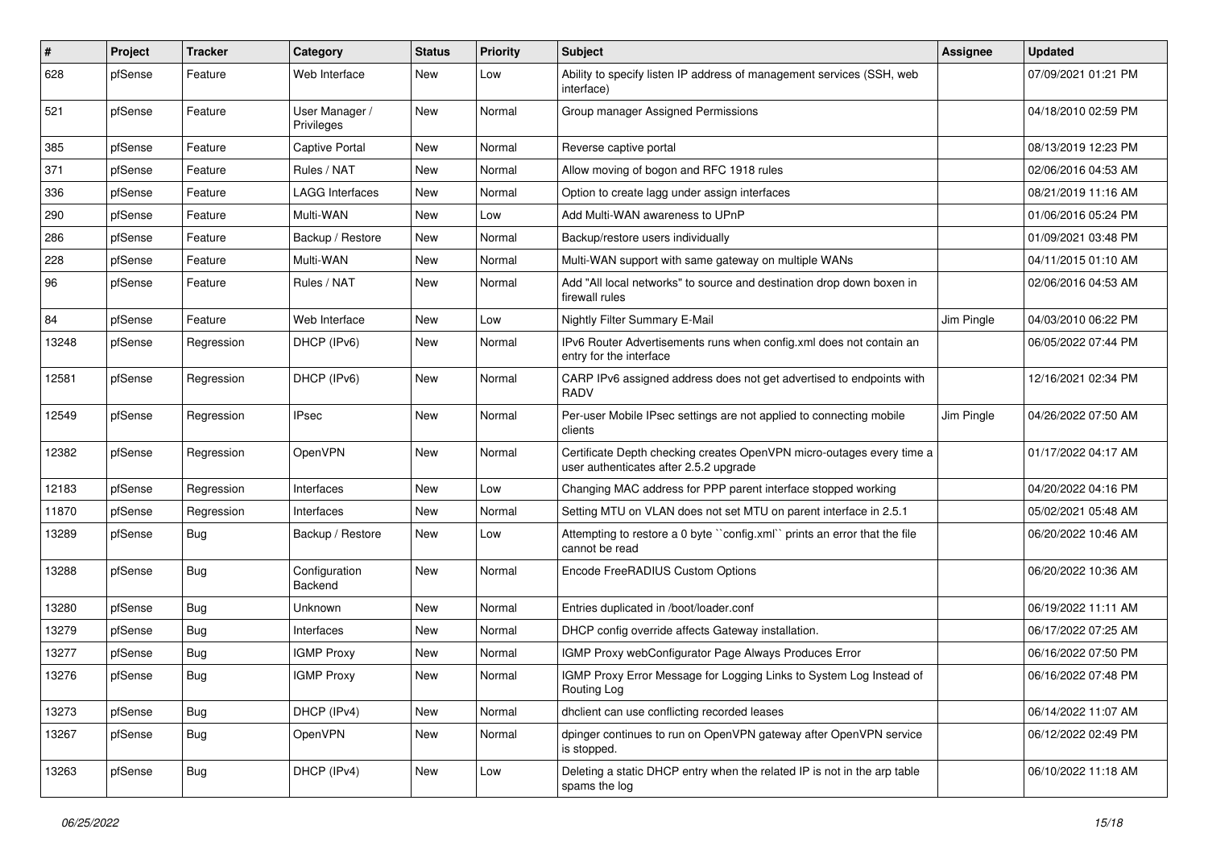| # | Project | Tracker | Category | Status | Priority | Subject | Assignee | Updated |
|---|---|---|---|---|---|---|---|---|
| 628 | pfSense | Feature | Web Interface | New | Low | Ability to specify listen IP address of management services (SSH, web interface) | | 07/09/2021 01:21 PM |
| 521 | pfSense | Feature | User Manager / Privileges | New | Normal | Group manager Assigned Permissions | | 04/18/2010 02:59 PM |
| 385 | pfSense | Feature | Captive Portal | New | Normal | Reverse captive portal | | 08/13/2019 12:23 PM |
| 371 | pfSense | Feature | Rules / NAT | New | Normal | Allow moving of bogon and RFC 1918 rules | | 02/06/2016 04:53 AM |
| 336 | pfSense | Feature | LAGG Interfaces | New | Normal | Option to create lagg under assign interfaces | | 08/21/2019 11:16 AM |
| 290 | pfSense | Feature | Multi-WAN | New | Low | Add Multi-WAN awareness to UPnP | | 01/06/2016 05:24 PM |
| 286 | pfSense | Feature | Backup / Restore | New | Normal | Backup/restore users individually | | 01/09/2021 03:48 PM |
| 228 | pfSense | Feature | Multi-WAN | New | Normal | Multi-WAN support with same gateway on multiple WANs | | 04/11/2015 01:10 AM |
| 96 | pfSense | Feature | Rules / NAT | New | Normal | Add "All local networks" to source and destination drop down boxen in firewall rules | | 02/06/2016 04:53 AM |
| 84 | pfSense | Feature | Web Interface | New | Low | Nightly Filter Summary E-Mail | Jim Pingle | 04/03/2010 06:22 PM |
| 13248 | pfSense | Regression | DHCP (IPv6) | New | Normal | IPv6 Router Advertisements runs when config.xml does not contain an entry for the interface | | 06/05/2022 07:44 PM |
| 12581 | pfSense | Regression | DHCP (IPv6) | New | Normal | CARP IPv6 assigned address does not get advertised to endpoints with RADV | | 12/16/2021 02:34 PM |
| 12549 | pfSense | Regression | IPsec | New | Normal | Per-user Mobile IPsec settings are not applied to connecting mobile clients | Jim Pingle | 04/26/2022 07:50 AM |
| 12382 | pfSense | Regression | OpenVPN | New | Normal | Certificate Depth checking creates OpenVPN micro-outages every time a user authenticates after 2.5.2 upgrade | | 01/17/2022 04:17 AM |
| 12183 | pfSense | Regression | Interfaces | New | Low | Changing MAC address for PPP parent interface stopped working | | 04/20/2022 04:16 PM |
| 11870 | pfSense | Regression | Interfaces | New | Normal | Setting MTU on VLAN does not set MTU on parent interface in 2.5.1 | | 05/02/2021 05:48 AM |
| 13289 | pfSense | Bug | Backup / Restore | New | Low | Attempting to restore a 0 byte ``config.xml`` prints an error that the file cannot be read | | 06/20/2022 10:46 AM |
| 13288 | pfSense | Bug | Configuration Backend | New | Normal | Encode FreeRADIUS Custom Options | | 06/20/2022 10:36 AM |
| 13280 | pfSense | Bug | Unknown | New | Normal | Entries duplicated in /boot/loader.conf | | 06/19/2022 11:11 AM |
| 13279 | pfSense | Bug | Interfaces | New | Normal | DHCP config override affects Gateway installation. | | 06/17/2022 07:25 AM |
| 13277 | pfSense | Bug | IGMP Proxy | New | Normal | IGMP Proxy webConfigurator Page Always Produces Error | | 06/16/2022 07:50 PM |
| 13276 | pfSense | Bug | IGMP Proxy | New | Normal | IGMP Proxy Error Message for Logging Links to System Log Instead of Routing Log | | 06/16/2022 07:48 PM |
| 13273 | pfSense | Bug | DHCP (IPv4) | New | Normal | dhclient can use conflicting recorded leases | | 06/14/2022 11:07 AM |
| 13267 | pfSense | Bug | OpenVPN | New | Normal | dpinger continues to run on OpenVPN gateway after OpenVPN service is stopped. | | 06/12/2022 02:49 PM |
| 13263 | pfSense | Bug | DHCP (IPv4) | New | Low | Deleting a static DHCP entry when the related IP is not in the arp table spams the log | | 06/10/2022 11:18 AM |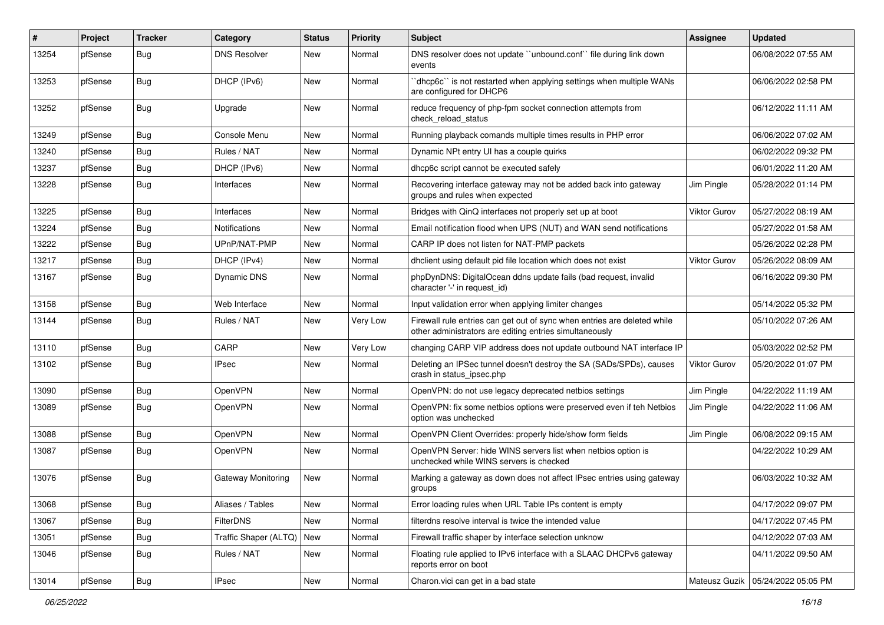| # | Project | Tracker | Category | Status | Priority | Subject | Assignee | Updated |
|---|---|---|---|---|---|---|---|---|
| 13254 | pfSense | Bug | DNS Resolver | New | Normal | DNS resolver does not update ``unbound.conf`` file during link down events | | 06/08/2022 07:55 AM |
| 13253 | pfSense | Bug | DHCP (IPv6) | New | Normal | ``dhcp6c`` is not restarted when applying settings when multiple WANs are configured for DHCP6 | | 06/06/2022 02:58 PM |
| 13252 | pfSense | Bug | Upgrade | New | Normal | reduce frequency of php-fpm socket connection attempts from check_reload_status | | 06/12/2022 11:11 AM |
| 13249 | pfSense | Bug | Console Menu | New | Normal | Running playback comands multiple times results in PHP error | | 06/06/2022 07:02 AM |
| 13240 | pfSense | Bug | Rules / NAT | New | Normal | Dynamic NPt entry UI has a couple quirks | | 06/02/2022 09:32 PM |
| 13237 | pfSense | Bug | DHCP (IPv6) | New | Normal | dhcp6c script cannot be executed safely | | 06/01/2022 11:20 AM |
| 13228 | pfSense | Bug | Interfaces | New | Normal | Recovering interface gateway may not be added back into gateway groups and rules when expected | Jim Pingle | 05/28/2022 01:14 PM |
| 13225 | pfSense | Bug | Interfaces | New | Normal | Bridges with QinQ interfaces not properly set up at boot | Viktor Gurov | 05/27/2022 08:19 AM |
| 13224 | pfSense | Bug | Notifications | New | Normal | Email notification flood when UPS (NUT) and WAN send notifications | | 05/27/2022 01:58 AM |
| 13222 | pfSense | Bug | UPnP/NAT-PMP | New | Normal | CARP IP does not listen for NAT-PMP packets | | 05/26/2022 02:28 PM |
| 13217 | pfSense | Bug | DHCP (IPv4) | New | Normal | dhclient using default pid file location which does not exist | Viktor Gurov | 05/26/2022 08:09 AM |
| 13167 | pfSense | Bug | Dynamic DNS | New | Normal | phpDynDNS: DigitalOcean ddns update fails (bad request, invalid character '-' in request_id) | | 06/16/2022 09:30 PM |
| 13158 | pfSense | Bug | Web Interface | New | Normal | Input validation error when applying limiter changes | | 05/14/2022 05:32 PM |
| 13144 | pfSense | Bug | Rules / NAT | New | Very Low | Firewall rule entries can get out of sync when entries are deleted while other administrators are editing entries simultaneously | | 05/10/2022 07:26 AM |
| 13110 | pfSense | Bug | CARP | New | Very Low | changing CARP VIP address does not update outbound NAT interface IP | | 05/03/2022 02:52 PM |
| 13102 | pfSense | Bug | IPsec | New | Normal | Deleting an IPSec tunnel doesn't destroy the SA (SADs/SPDs), causes crash in status_ipsec.php | Viktor Gurov | 05/20/2022 01:07 PM |
| 13090 | pfSense | Bug | OpenVPN | New | Normal | OpenVPN: do not use legacy deprecated netbios settings | Jim Pingle | 04/22/2022 11:19 AM |
| 13089 | pfSense | Bug | OpenVPN | New | Normal | OpenVPN: fix some netbios options were preserved even if teh Netbios option was unchecked | Jim Pingle | 04/22/2022 11:06 AM |
| 13088 | pfSense | Bug | OpenVPN | New | Normal | OpenVPN Client Overrides: properly hide/show form fields | Jim Pingle | 06/08/2022 09:15 AM |
| 13087 | pfSense | Bug | OpenVPN | New | Normal | OpenVPN Server: hide WINS servers list when netbios option is unchecked while WINS servers is checked | | 04/22/2022 10:29 AM |
| 13076 | pfSense | Bug | Gateway Monitoring | New | Normal | Marking a gateway as down does not affect IPsec entries using gateway groups | | 06/03/2022 10:32 AM |
| 13068 | pfSense | Bug | Aliases / Tables | New | Normal | Error loading rules when URL Table IPs content is empty | | 04/17/2022 09:07 PM |
| 13067 | pfSense | Bug | FilterDNS | New | Normal | filterdns resolve interval is twice the intended value | | 04/17/2022 07:45 PM |
| 13051 | pfSense | Bug | Traffic Shaper (ALTQ) | New | Normal | Firewall traffic shaper by interface selection unknow | | 04/12/2022 07:03 AM |
| 13046 | pfSense | Bug | Rules / NAT | New | Normal | Floating rule applied to IPv6 interface with a SLAAC DHCPv6 gateway reports error on boot | | 04/11/2022 09:50 AM |
| 13014 | pfSense | Bug | IPsec | New | Normal | Charon.vici can get in a bad state | Mateusz Guzik | 05/24/2022 05:05 PM |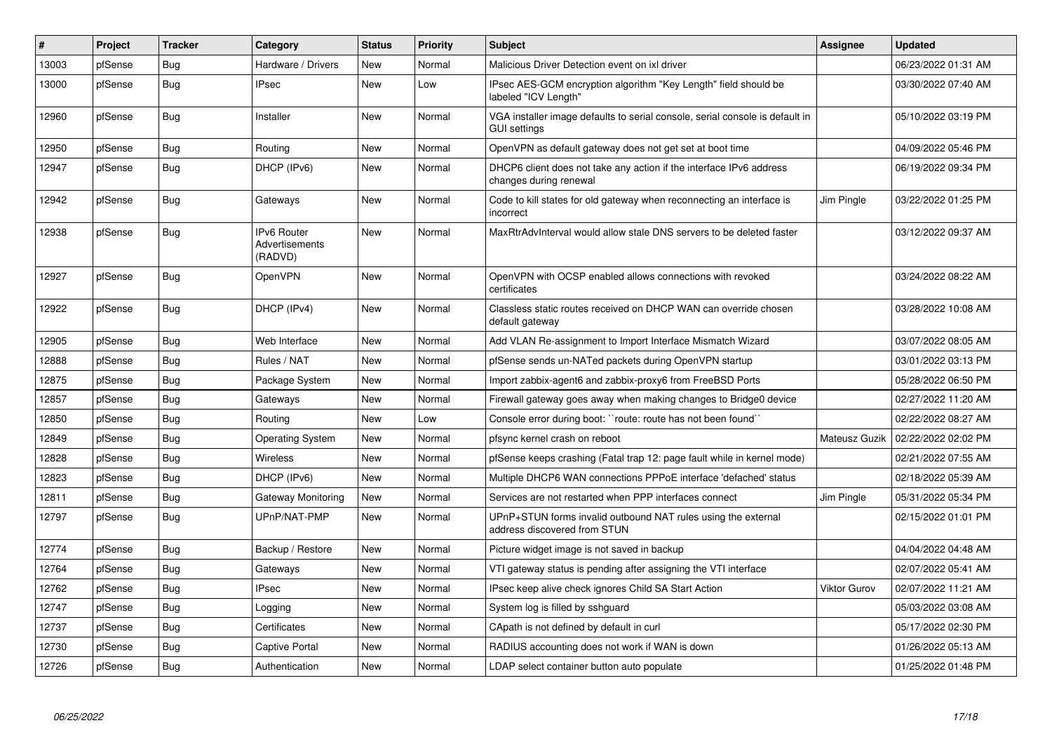| # | Project | Tracker | Category | Status | Priority | Subject | Assignee | Updated |
|---|---|---|---|---|---|---|---|---|
| 13003 | pfSense | Bug | Hardware / Drivers | New | Normal | Malicious Driver Detection event on ixl driver | | 06/23/2022 01:31 AM |
| 13000 | pfSense | Bug | IPsec | New | Low | IPsec AES-GCM encryption algorithm "Key Length" field should be labeled "ICV Length" | | 03/30/2022 07:40 AM |
| 12960 | pfSense | Bug | Installer | New | Normal | VGA installer image defaults to serial console, serial console is default in GUI settings | | 05/10/2022 03:19 PM |
| 12950 | pfSense | Bug | Routing | New | Normal | OpenVPN as default gateway does not get set at boot time | | 04/09/2022 05:46 PM |
| 12947 | pfSense | Bug | DHCP (IPv6) | New | Normal | DHCP6 client does not take any action if the interface IPv6 address changes during renewal | | 06/19/2022 09:34 PM |
| 12942 | pfSense | Bug | Gateways | New | Normal | Code to kill states for old gateway when reconnecting an interface is incorrect | Jim Pingle | 03/22/2022 01:25 PM |
| 12938 | pfSense | Bug | IPv6 Router Advertisements (RADVD) | New | Normal | MaxRtrAdvInterval would allow stale DNS servers to be deleted faster | | 03/12/2022 09:37 AM |
| 12927 | pfSense | Bug | OpenVPN | New | Normal | OpenVPN with OCSP enabled allows connections with revoked certificates | | 03/24/2022 08:22 AM |
| 12922 | pfSense | Bug | DHCP (IPv4) | New | Normal | Classless static routes received on DHCP WAN can override chosen default gateway | | 03/28/2022 10:08 AM |
| 12905 | pfSense | Bug | Web Interface | New | Normal | Add VLAN Re-assignment to Import Interface Mismatch Wizard | | 03/07/2022 08:05 AM |
| 12888 | pfSense | Bug | Rules / NAT | New | Normal | pfSense sends un-NATed packets during OpenVPN startup | | 03/01/2022 03:13 PM |
| 12875 | pfSense | Bug | Package System | New | Normal | Import zabbix-agent6 and zabbix-proxy6 from FreeBSD Ports | | 05/28/2022 06:50 PM |
| 12857 | pfSense | Bug | Gateways | New | Normal | Firewall gateway goes away when making changes to Bridge0 device | | 02/27/2022 11:20 AM |
| 12850 | pfSense | Bug | Routing | New | Low | Console error during boot: ``route: route has not been found`` | | 02/22/2022 08:27 AM |
| 12849 | pfSense | Bug | Operating System | New | Normal | pfsync kernel crash on reboot | Mateusz Guzik | 02/22/2022 02:02 PM |
| 12828 | pfSense | Bug | Wireless | New | Normal | pfSense keeps crashing (Fatal trap 12: page fault while in kernel mode) | | 02/21/2022 07:55 AM |
| 12823 | pfSense | Bug | DHCP (IPv6) | New | Normal | Multiple DHCP6 WAN connections PPPoE interface 'defached' status | | 02/18/2022 05:39 AM |
| 12811 | pfSense | Bug | Gateway Monitoring | New | Normal | Services are not restarted when PPP interfaces connect | Jim Pingle | 05/31/2022 05:34 PM |
| 12797 | pfSense | Bug | UPnP/NAT-PMP | New | Normal | UPnP+STUN forms invalid outbound NAT rules using the external address discovered from STUN | | 02/15/2022 01:01 PM |
| 12774 | pfSense | Bug | Backup / Restore | New | Normal | Picture widget image is not saved in backup | | 04/04/2022 04:48 AM |
| 12764 | pfSense | Bug | Gateways | New | Normal | VTI gateway status is pending after assigning the VTI interface | | 02/07/2022 05:41 AM |
| 12762 | pfSense | Bug | IPsec | New | Normal | IPsec keep alive check ignores Child SA Start Action | Viktor Gurov | 02/07/2022 11:21 AM |
| 12747 | pfSense | Bug | Logging | New | Normal | System log is filled by sshguard | | 05/03/2022 03:08 AM |
| 12737 | pfSense | Bug | Certificates | New | Normal | CApath is not defined by default in curl | | 05/17/2022 02:30 PM |
| 12730 | pfSense | Bug | Captive Portal | New | Normal | RADIUS accounting does not work if WAN is down | | 01/26/2022 05:13 AM |
| 12726 | pfSense | Bug | Authentication | New | Normal | LDAP select container button auto populate | | 01/25/2022 01:48 PM |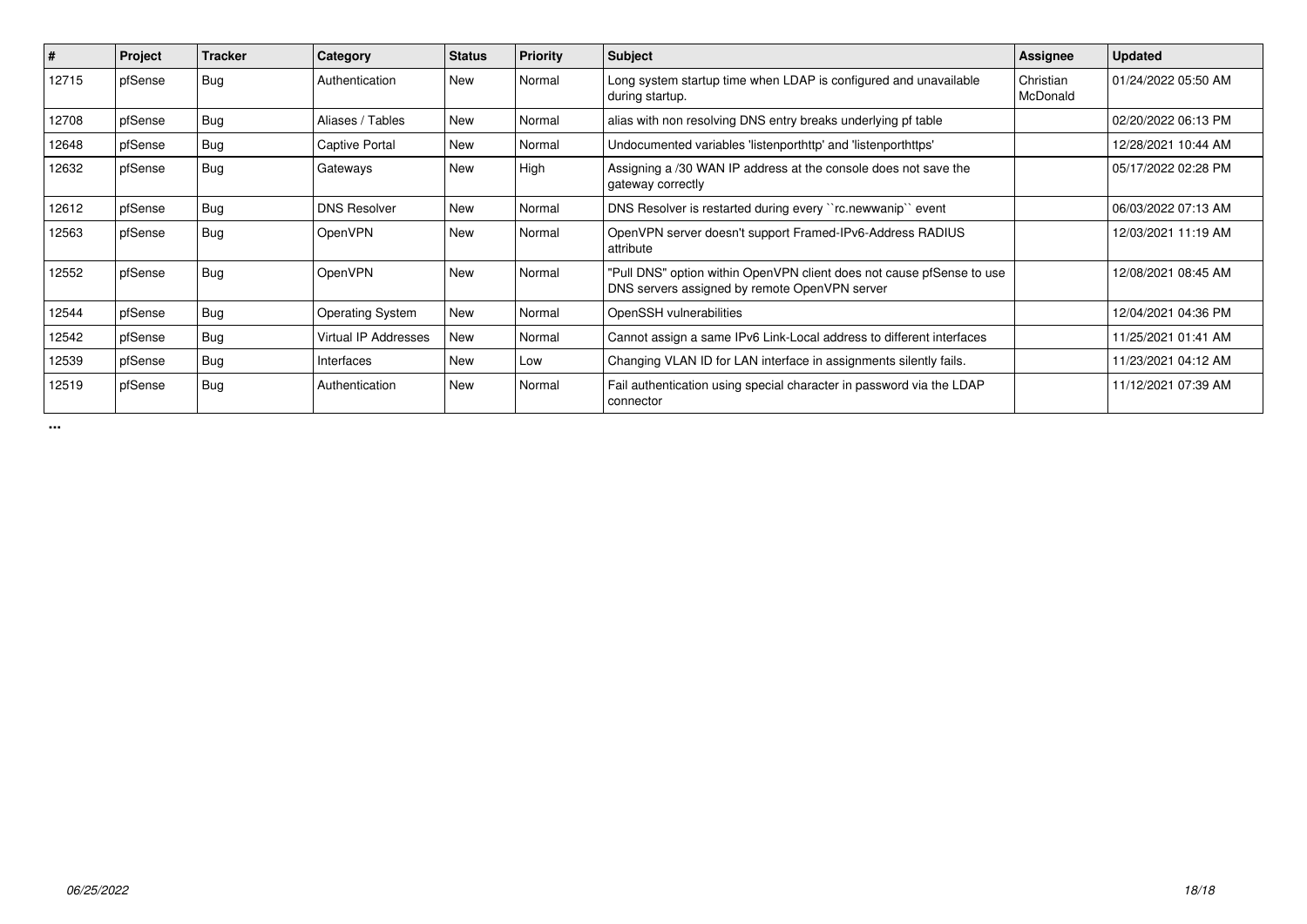| # | Project | Tracker | Category | Status | Priority | Subject | Assignee | Updated |
|---|---|---|---|---|---|---|---|---|
| 12715 | pfSense | Bug | Authentication | New | Normal | Long system startup time when LDAP is configured and unavailable during startup. | Christian McDonald | 01/24/2022 05:50 AM |
| 12708 | pfSense | Bug | Aliases / Tables | New | Normal | alias with non resolving DNS entry breaks underlying pf table | | 02/20/2022 06:13 PM |
| 12648 | pfSense | Bug | Captive Portal | New | Normal | Undocumented variables 'listenporthttp' and 'listenporthttps' | | 12/28/2021 10:44 AM |
| 12632 | pfSense | Bug | Gateways | New | High | Assigning a /30 WAN IP address at the console does not save the gateway correctly | | 05/17/2022 02:28 PM |
| 12612 | pfSense | Bug | DNS Resolver | New | Normal | DNS Resolver is restarted during every ``rc.newwanip`` event | | 06/03/2022 07:13 AM |
| 12563 | pfSense | Bug | OpenVPN | New | Normal | OpenVPN server doesn't support Framed-IPv6-Address RADIUS attribute | | 12/03/2021 11:19 AM |
| 12552 | pfSense | Bug | OpenVPN | New | Normal | "Pull DNS" option within OpenVPN client does not cause pfSense to use DNS servers assigned by remote OpenVPN server | | 12/08/2021 08:45 AM |
| 12544 | pfSense | Bug | Operating System | New | Normal | OpenSSH vulnerabilities | | 12/04/2021 04:36 PM |
| 12542 | pfSense | Bug | Virtual IP Addresses | New | Normal | Cannot assign a same IPv6 Link-Local address to different interfaces | | 11/25/2021 01:41 AM |
| 12539 | pfSense | Bug | Interfaces | New | Low | Changing VLAN ID for LAN interface in assignments silently fails. | | 11/23/2021 04:12 AM |
| 12519 | pfSense | Bug | Authentication | New | Normal | Fail authentication using special character in password via the LDAP connector | | 11/12/2021 07:39 AM |

...